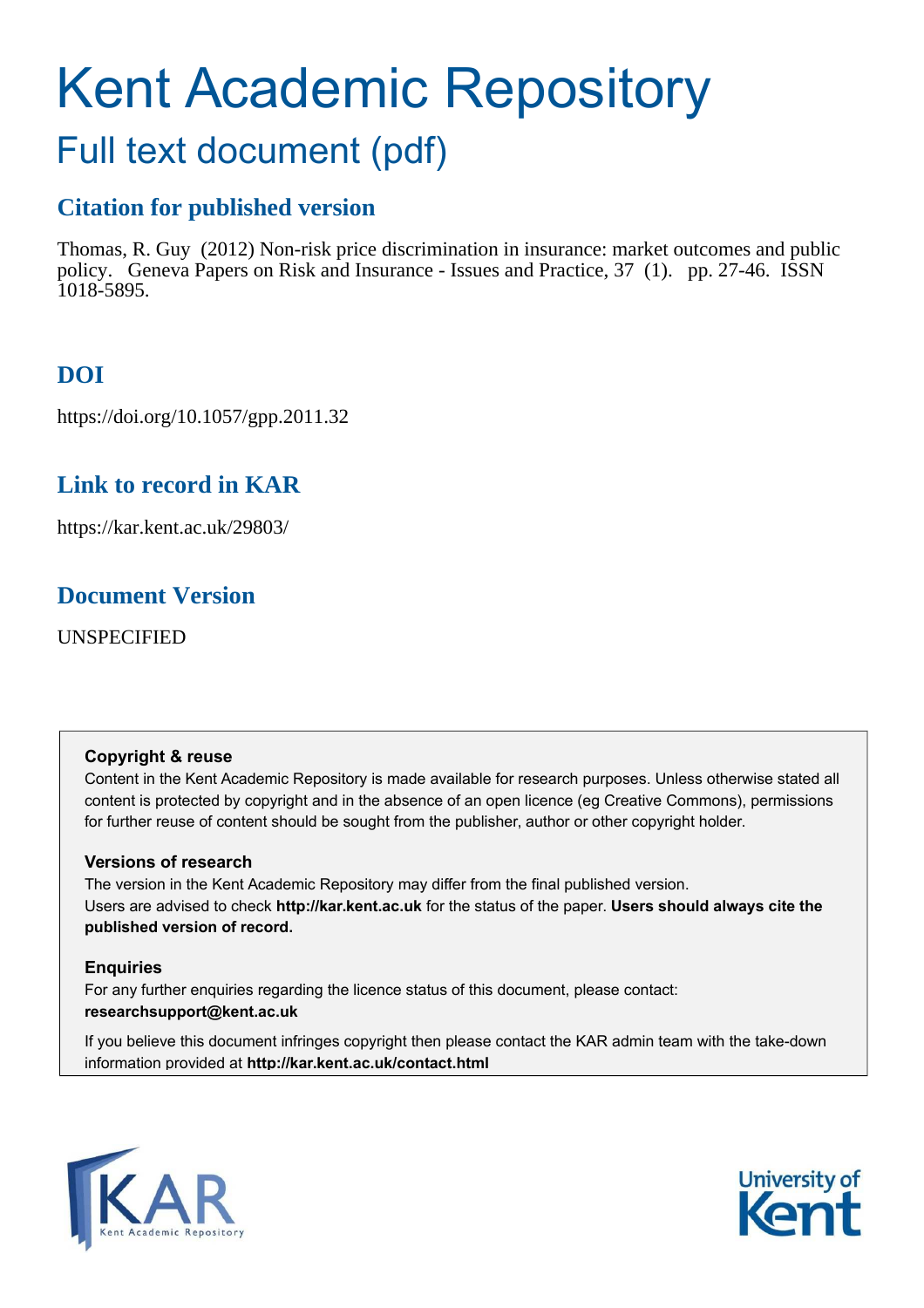# Kent Academic Repository

## Full text document (pdf)

### Citation for published version

Thomas, R. Guy (2012) Non-risk price discrimination in insurance: market outcomes and public policy. Geneva Papers on Risk and Insurance - Issues and Practice, 37 (1). pp. 27-46. ISSN 1018-5895.

### DOI

https://doi.org/10.1057/gpp.2011.32

### Link to record in KAR

https://kar.kent.ac.uk/29803/

### Document Version

UNSPECIFIED

**Copyright & reuse**

Content in the Kent Academic Repository is made available for research purposes. Unless otherwise stated all content is protected by copyright and in the absence of an open licence (eg Creative Commons), permissions for further reuse of content should be sought from the publisher, author or other copyright holder.

**Versions of research**

The version in the Kent Academic Repository may differ from the final published version. Users are advised to check **http://kar.kent.ac.uk** for the status of the paper. **Users should always cite the published version of record.**

**Enquiries**

For any further enquiries regarding the licence status of this document, please contact: **researchsupport@kent.ac.uk**

If you believe this document infringes copyright then please contact the KAR admin team with the take-down information provided at **http://kar.kent.ac.uk/contact.html**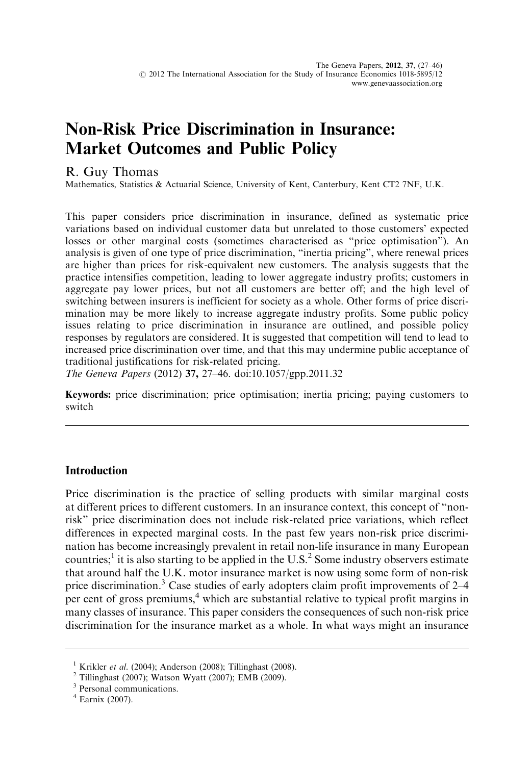# Non-Risk Price Discrimination in Insurance: Market Outcomes and Public Policy

R. Guy Thomas

Mathematics, Statistics & Actuarial Science, University of Kent, Canterbury, Kent CT2 7NF, U.K.

This paper considers price discrimination in insurance, defined as systematic price variations based on individual customer data but unrelated to those customers' expected losses or other marginal costs (sometimes characterised as "price optimisation"). An analysis is given of one type of price discrimination, "inertia pricing", where renewal prices are higher than prices for risk-equivalent new customers. The analysis suggests that the practice intensifies competition, leading to lower aggregate industry profits; customers in aggregate pay lower prices, but not all customers are better off; and the high level of switching between insurers is inefficient for society as a whole. Other forms of price discrimination may be more likely to increase aggregate industry profits. Some public policy issues relating to price discrimination in insurance are outlined, and possible policy responses by regulators are considered. It is suggested that competition will tend to lead to increased price discrimination over time, and that this may undermine public acceptance of traditional justifications for risk-related pricing.

*The Geneva Papers* (2012) **37,** 27–46. doi:10.1057/gpp.2011.32

**Keywords:** price discrimination; price optimisation; inertia pricing; paying customers to switch

## Introduction

Price discrimination is the practice of selling products with similar marginal costs at different prices to different customers. In an insurance context, this concept of "non-risk" price discrimination does not include risk-related price variations, which reflect differences in expected marginal costs. In the past few years non-risk price discrimination has become increasingly prevalent in retail non-life insurance in many European countries;[1] it is also starting to be applied in the U.S.[2] Some industry observers estimate that around half the U.K. motor insurance market is now using some form of non-risk price discrimination.[3] Case studies of early adopters claim profit improvements of 2–4 per cent of gross premiums,[4] which are substantial relative to typical profit margins in many classes of insurance. This paper considers the consequences of such non-risk price discrimination for the insurance market as a whole. In what ways might an insurance

---

[1] Krikler *et al.* (2004); Anderson (2008); Tillinghast (2008).

[2] Tillinghast (2007); Watson Wyatt (2007); EMB (2009).

[3] Personal communications.

[4] Earnix (2007).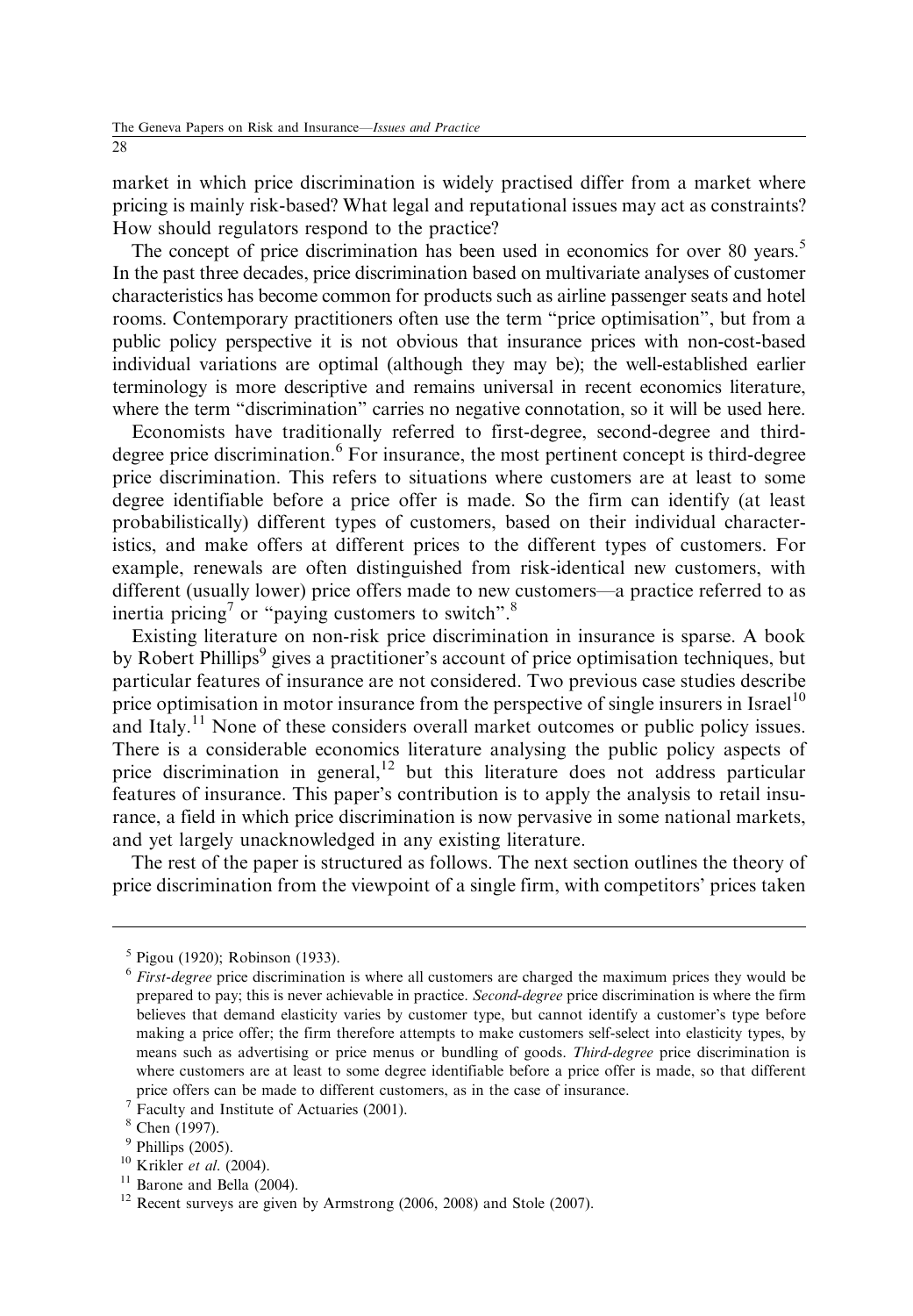market in which price discrimination is widely practised differ from a market where pricing is mainly risk-based? What legal and reputational issues may act as constraints? How should regulators respond to the practice?

The concept of price discrimination has been used in economics for over 80 years.[5] In the past three decades, price discrimination based on multivariate analyses of customer characteristics has become common for products such as airline passenger seats and hotel rooms. Contemporary practitioners often use the term "price optimisation", but from a public policy perspective it is not obvious that insurance prices with non-cost-based individual variations are optimal (although they may be); the well-established earlier terminology is more descriptive and remains universal in recent economics literature, where the term "discrimination" carries no negative connotation, so it will be used here.

Economists have traditionally referred to first-degree, second-degree and third-degree price discrimination.[6] For insurance, the most pertinent concept is third-degree price discrimination. This refers to situations where customers are at least to some degree identifiable before a price offer is made. So the firm can identify (at least probabilistically) different types of customers, based on their individual characteristics, and make offers at different prices to the different types of customers. For example, renewals are often distinguished from risk-identical new customers, with different (usually lower) price offers made to new customers—a practice referred to as inertia pricing[7] or "paying customers to switch".[8]

Existing literature on non-risk price discrimination in insurance is sparse. A book by Robert Phillips[9] gives a practitioner's account of price optimisation techniques, but particular features of insurance are not considered. Two previous case studies describe price optimisation in motor insurance from the perspective of single insurers in Israel[10] and Italy.[11] None of these considers overall market outcomes or public policy issues. There is a considerable economics literature analysing the public policy aspects of price discrimination in general,[12] but this literature does not address particular features of insurance. This paper's contribution is to apply the analysis to retail insurance, a field in which price discrimination is now pervasive in some national markets, and yet largely unacknowledged in any existing literature.

The rest of the paper is structured as follows. The next section outlines the theory of price discrimination from the viewpoint of a single firm, with competitors' prices taken

---

[5] Pigou (1920); Robinson (1933).

[6] *First-degree* price discrimination is where all customers are charged the maximum prices they would be prepared to pay; this is never achievable in practice. *Second-degree* price discrimination is where the firm believes that demand elasticity varies by customer type, but cannot identify a customer's type before making a price offer; the firm therefore attempts to make customers self-select into elasticity types, by means such as advertising or price menus or bundling of goods. *Third-degree* price discrimination is where customers are at least to some degree identifiable before a price offer is made, so that different price offers can be made to different customers, as in the case of insurance.

[7] Faculty and Institute of Actuaries (2001).

[8] Chen (1997).

[9] Phillips (2005).

[10] Krikler *et al*. (2004).

[11] Barone and Bella (2004).

[12] Recent surveys are given by Armstrong (2006, 2008) and Stole (2007).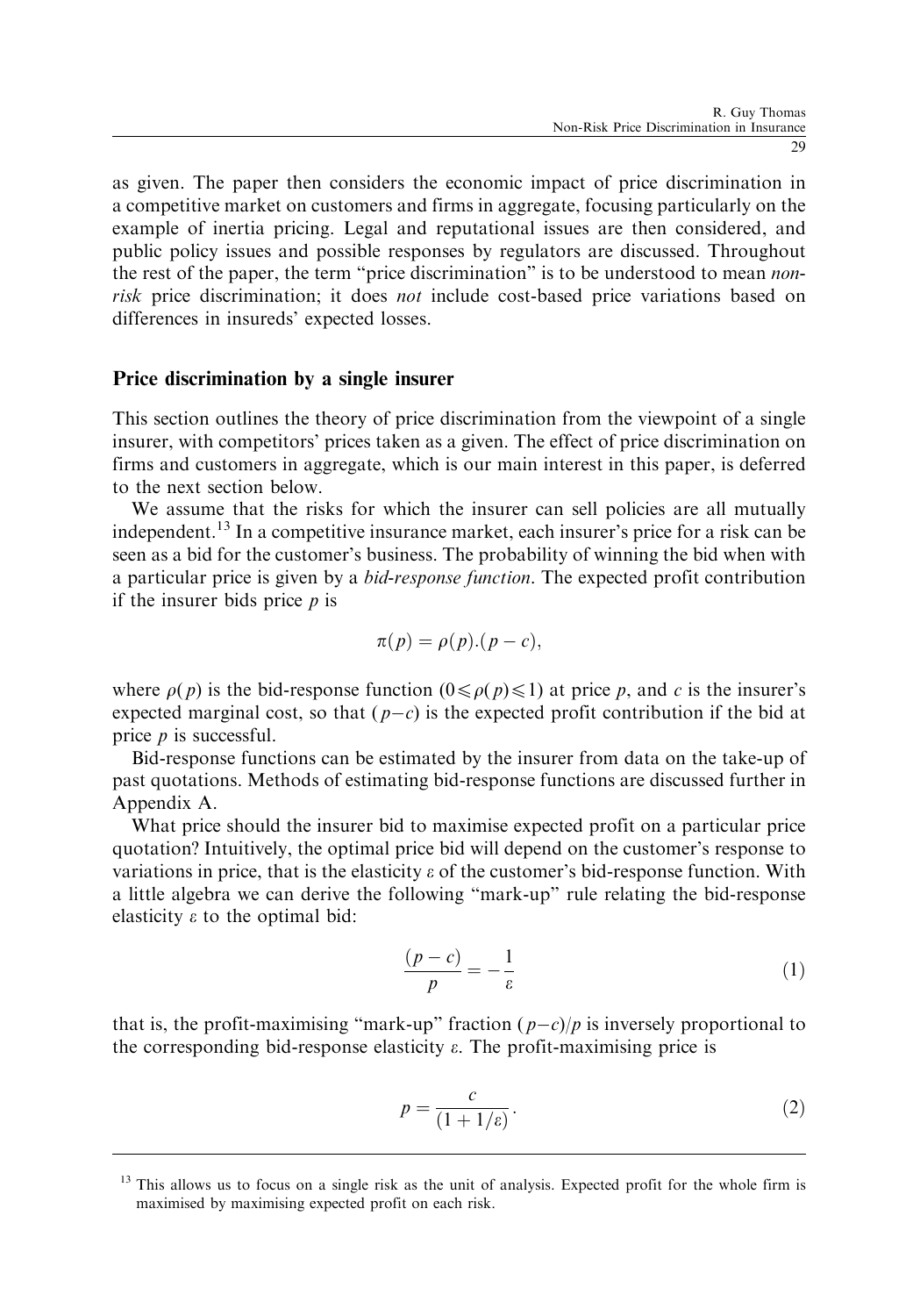as given. The paper then considers the economic impact of price discrimination in a competitive market on customers and firms in aggregate, focusing particularly on the example of inertia pricing. Legal and reputational issues are then considered, and public policy issues and possible responses by regulators are discussed. Throughout the rest of the paper, the term "price discrimination" is to be understood to mean *non-risk* price discrimination; it does *not* include cost-based price variations based on differences in insureds' expected losses.

## Price discrimination by a single insurer

This section outlines the theory of price discrimination from the viewpoint of a single insurer, with competitors' prices taken as a given. The effect of price discrimination on firms and customers in aggregate, which is our main interest in this paper, is deferred to the next section below.

We assume that the risks for which the insurer can sell policies are all mutually independent.[13] In a competitive insurance market, each insurer's price for a risk can be seen as a bid for the customer's business. The probability of winning the bid when with a particular price is given by a *bid-response function*. The expected profit contribution if the insurer bids price $p$ is

$$\pi(p) = \rho(p).(p - c),$$

where $\rho(p)$ is the bid-response function $(0 \leqslant \rho(p) \leqslant 1)$ at price $p$, and $c$ is the insurer's expected marginal cost, so that $(p-c)$ is the expected profit contribution if the bid at price $p$ is successful.

Bid-response functions can be estimated by the insurer from data on the take-up of past quotations. Methods of estimating bid-response functions are discussed further in Appendix A.

What price should the insurer bid to maximise expected profit on a particular price quotation? Intuitively, the optimal price bid will depend on the customer's response to variations in price, that is the elasticity $\varepsilon$ of the customer's bid-response function. With a little algebra we can derive the following "mark-up" rule relating the bid-response elasticity $\varepsilon$ to the optimal bid:

$$\frac{(p - c)}{p} = -\frac{1}{\varepsilon} \tag{1}$$

that is, the profit-maximising "mark-up" fraction $(p-c)/p$ is inversely proportional to the corresponding bid-response elasticity $\varepsilon$. The profit-maximising price is

$$p = \frac{c}{(1 + 1/\varepsilon)}. \tag{2}$$

[13] This allows us to focus on a single risk as the unit of analysis. Expected profit for the whole firm is maximised by maximising expected profit on each risk.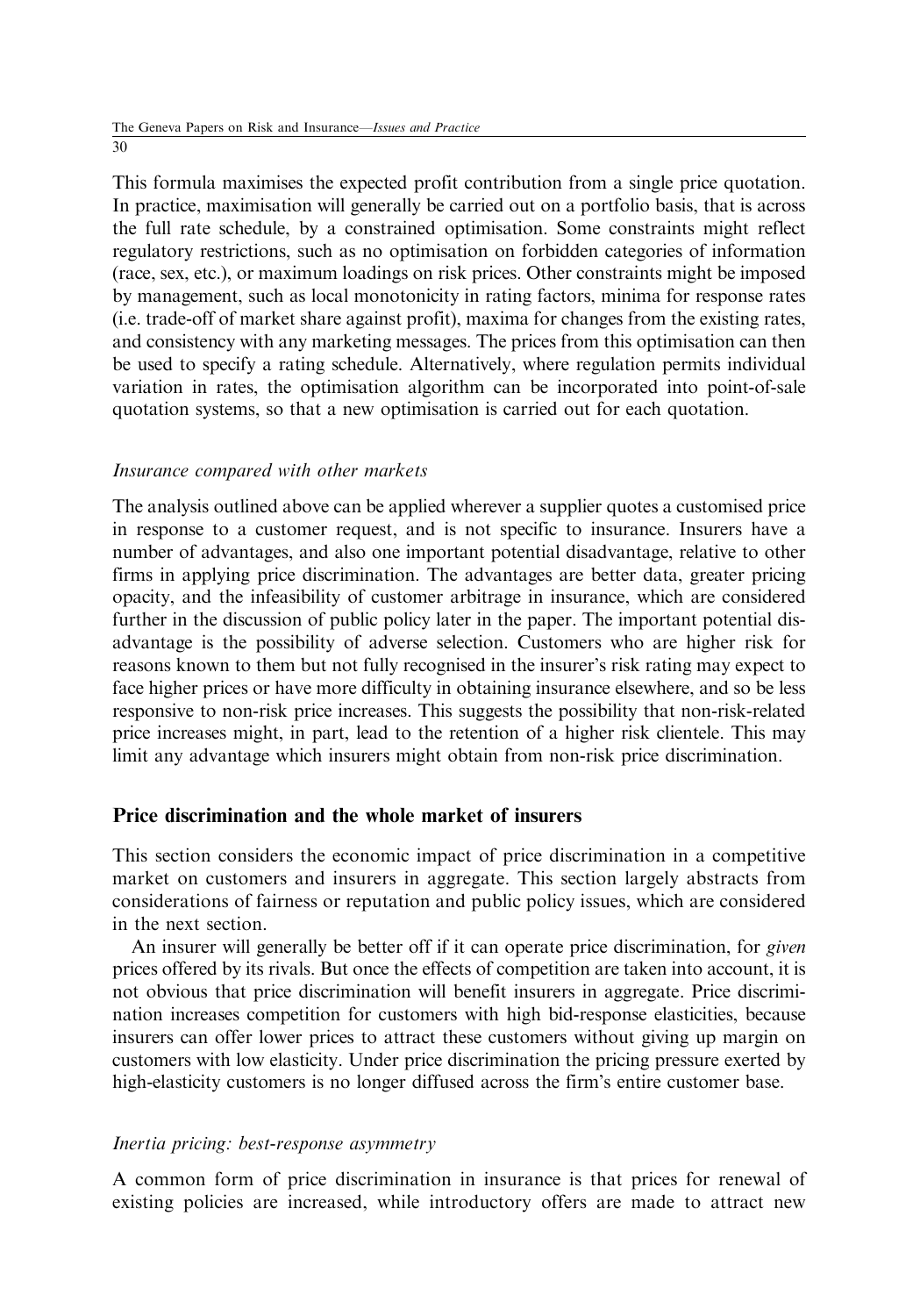This formula maximises the expected profit contribution from a single price quotation. In practice, maximisation will generally be carried out on a portfolio basis, that is across the full rate schedule, by a constrained optimisation. Some constraints might reflect regulatory restrictions, such as no optimisation on forbidden categories of information (race, sex, etc.), or maximum loadings on risk prices. Other constraints might be imposed by management, such as local monotonicity in rating factors, minima for response rates (i.e. trade-off of market share against profit), maxima for changes from the existing rates, and consistency with any marketing messages. The prices from this optimisation can then be used to specify a rating schedule. Alternatively, where regulation permits individual variation in rates, the optimisation algorithm can be incorporated into point-of-sale quotation systems, so that a new optimisation is carried out for each quotation.

### *Insurance compared with other markets*

The analysis outlined above can be applied wherever a supplier quotes a customised price in response to a customer request, and is not specific to insurance. Insurers have a number of advantages, and also one important potential disadvantage, relative to other firms in applying price discrimination. The advantages are better data, greater pricing opacity, and the infeasibility of customer arbitrage in insurance, which are considered further in the discussion of public policy later in the paper. The important potential disadvantage is the possibility of adverse selection. Customers who are higher risk for reasons known to them but not fully recognised in the insurer's risk rating may expect to face higher prices or have more difficulty in obtaining insurance elsewhere, and so be less responsive to non-risk price increases. This suggests the possibility that non-risk-related price increases might, in part, lead to the retention of a higher risk clientele. This may limit any advantage which insurers might obtain from non-risk price discrimination.

## Price discrimination and the whole market of insurers

This section considers the economic impact of price discrimination in a competitive market on customers and insurers in aggregate. This section largely abstracts from considerations of fairness or reputation and public policy issues, which are considered in the next section.

An insurer will generally be better off if it can operate price discrimination, for *given* prices offered by its rivals. But once the effects of competition are taken into account, it is not obvious that price discrimination will benefit insurers in aggregate. Price discrimination increases competition for customers with high bid-response elasticities, because insurers can offer lower prices to attract these customers without giving up margin on customers with low elasticity. Under price discrimination the pricing pressure exerted by high-elasticity customers is no longer diffused across the firm's entire customer base.

### *Inertia pricing: best-response asymmetry*

A common form of price discrimination in insurance is that prices for renewal of existing policies are increased, while introductory offers are made to attract new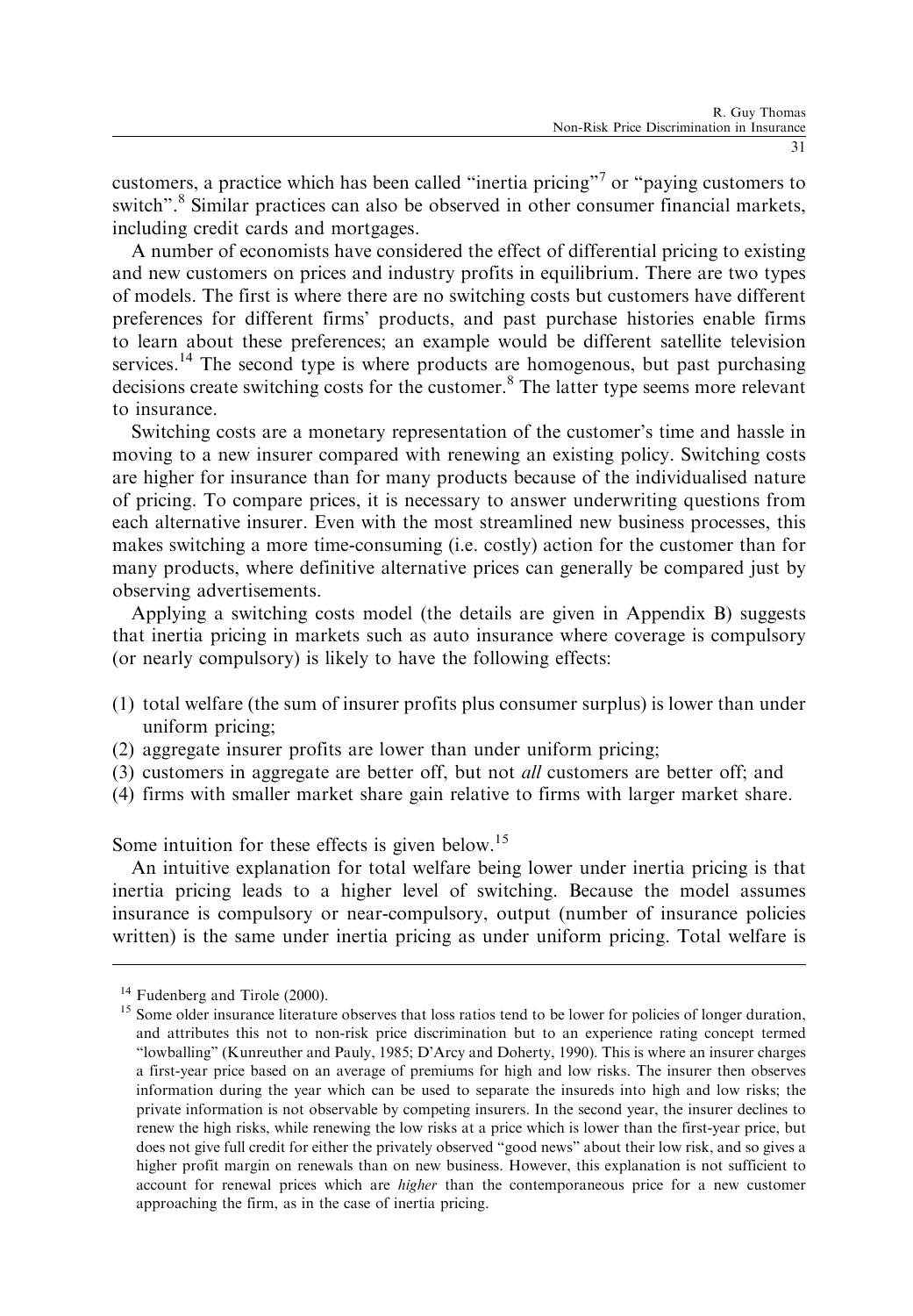customers, a practice which has been called "inertia pricing"[7] or "paying customers to switch".[8] Similar practices can also be observed in other consumer financial markets, including credit cards and mortgages.

A number of economists have considered the effect of differential pricing to existing and new customers on prices and industry profits in equilibrium. There are two types of models. The first is where there are no switching costs but customers have different preferences for different firms' products, and past purchase histories enable firms to learn about these preferences; an example would be different satellite television services.[14] The second type is where products are homogenous, but past purchasing decisions create switching costs for the customer.[8] The latter type seems more relevant to insurance.

Switching costs are a monetary representation of the customer's time and hassle in moving to a new insurer compared with renewing an existing policy. Switching costs are higher for insurance than for many products because of the individualised nature of pricing. To compare prices, it is necessary to answer underwriting questions from each alternative insurer. Even with the most streamlined new business processes, this makes switching a more time-consuming (i.e. costly) action for the customer than for many products, where definitive alternative prices can generally be compared just by observing advertisements.

Applying a switching costs model (the details are given in Appendix B) suggests that inertia pricing in markets such as auto insurance where coverage is compulsory (or nearly compulsory) is likely to have the following effects:

(1) total welfare (the sum of insurer profits plus consumer surplus) is lower than under uniform pricing;
(2) aggregate insurer profits are lower than under uniform pricing;
(3) customers in aggregate are better off, but not *all* customers are better off; and
(4) firms with smaller market share gain relative to firms with larger market share.

Some intuition for these effects is given below.[15]

An intuitive explanation for total welfare being lower under inertia pricing is that inertia pricing leads to a higher level of switching. Because the model assumes insurance is compulsory or near-compulsory, output (number of insurance policies written) is the same under inertia pricing as under uniform pricing. Total welfare is

---

[14] Fudenberg and Tirole (2000).

[15] Some older insurance literature observes that loss ratios tend to be lower for policies of longer duration, and attributes this not to non-risk price discrimination but to an experience rating concept termed "lowballing" (Kunreuther and Pauly, 1985; D'Arcy and Doherty, 1990). This is where an insurer charges a first-year price based on an average of premiums for high and low risks. The insurer then observes information during the year which can be used to separate the insureds into high and low risks; the private information is not observable by competing insurers. In the second year, the insurer declines to renew the high risks, while renewing the low risks at a price which is lower than the first-year price, but does not give full credit for either the privately observed "good news" about their low risk, and so gives a higher profit margin on renewals than on new business. However, this explanation is not sufficient to account for renewal prices which are *higher* than the contemporaneous price for a new customer approaching the firm, as in the case of inertia pricing.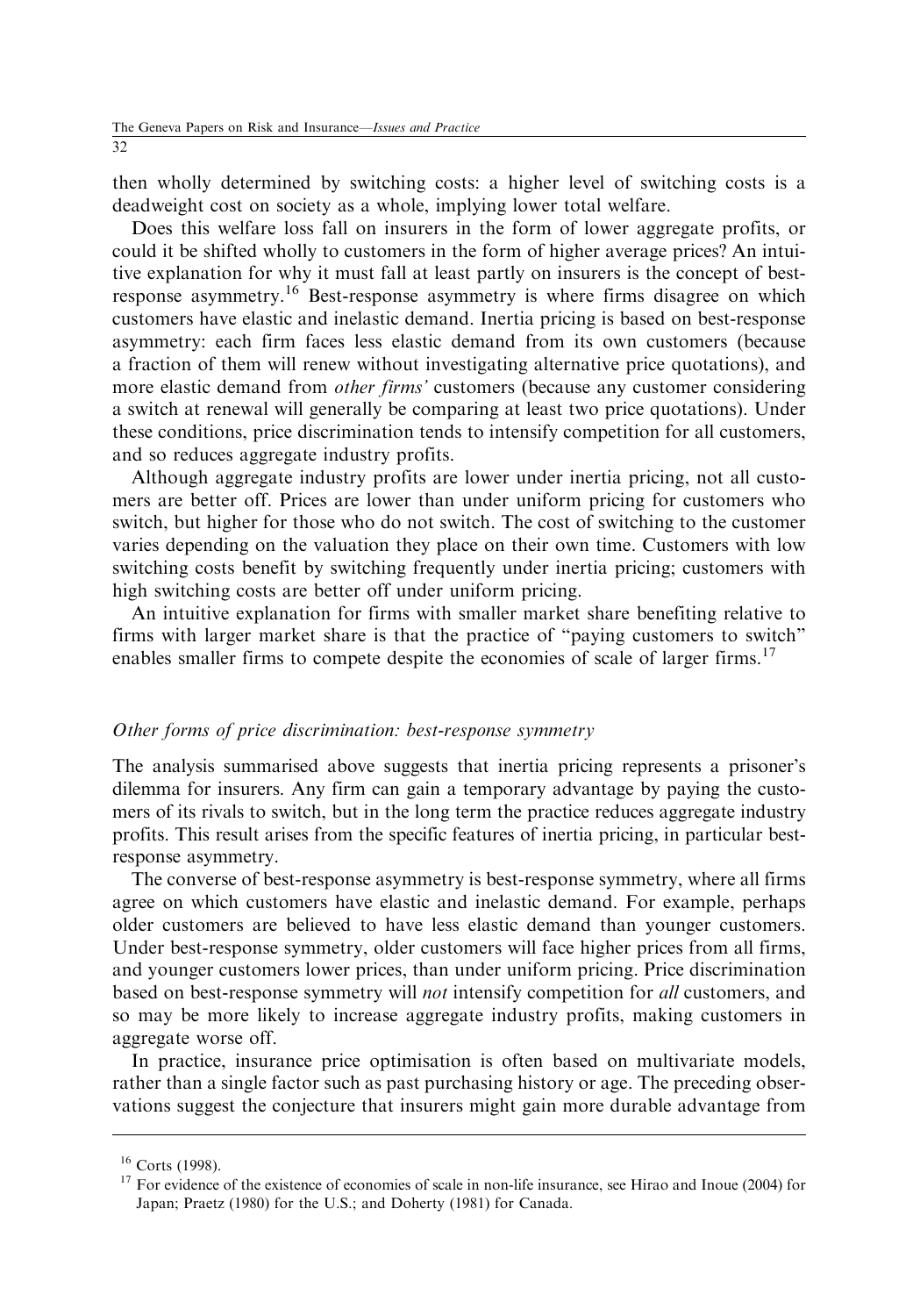then wholly determined by switching costs: a higher level of switching costs is a deadweight cost on society as a whole, implying lower total welfare.

Does this welfare loss fall on insurers in the form of lower aggregate profits, or could it be shifted wholly to customers in the form of higher average prices? An intuitive explanation for why it must fall at least partly on insurers is the concept of best-response asymmetry.[16] Best-response asymmetry is where firms disagree on which customers have elastic and inelastic demand. Inertia pricing is based on best-response asymmetry: each firm faces less elastic demand from its own customers (because a fraction of them will renew without investigating alternative price quotations), and more elastic demand from *other firms'* customers (because any customer considering a switch at renewal will generally be comparing at least two price quotations). Under these conditions, price discrimination tends to intensify competition for all customers, and so reduces aggregate industry profits.

Although aggregate industry profits are lower under inertia pricing, not all customers are better off. Prices are lower than under uniform pricing for customers who switch, but higher for those who do not switch. The cost of switching to the customer varies depending on the valuation they place on their own time. Customers with low switching costs benefit by switching frequently under inertia pricing; customers with high switching costs are better off under uniform pricing.

An intuitive explanation for firms with smaller market share benefiting relative to firms with larger market share is that the practice of "paying customers to switch" enables smaller firms to compete despite the economies of scale of larger firms.[17]

### *Other forms of price discrimination: best-response symmetry*

The analysis summarised above suggests that inertia pricing represents a prisoner's dilemma for insurers. Any firm can gain a temporary advantage by paying the customers of its rivals to switch, but in the long term the practice reduces aggregate industry profits. This result arises from the specific features of inertia pricing, in particular best-response asymmetry.

The converse of best-response asymmetry is best-response symmetry, where all firms agree on which customers have elastic and inelastic demand. For example, perhaps older customers are believed to have less elastic demand than younger customers. Under best-response symmetry, older customers will face higher prices from all firms, and younger customers lower prices, than under uniform pricing. Price discrimination based on best-response symmetry will *not* intensify competition for *all* customers, and so may be more likely to increase aggregate industry profits, making customers in aggregate worse off.

In practice, insurance price optimisation is often based on multivariate models, rather than a single factor such as past purchasing history or age. The preceding observations suggest the conjecture that insurers might gain more durable advantage from

---

[16] Corts (1998).

[17] For evidence of the existence of economies of scale in non-life insurance, see Hirao and Inoue (2004) for Japan; Praetz (1980) for the U.S.; and Doherty (1981) for Canada.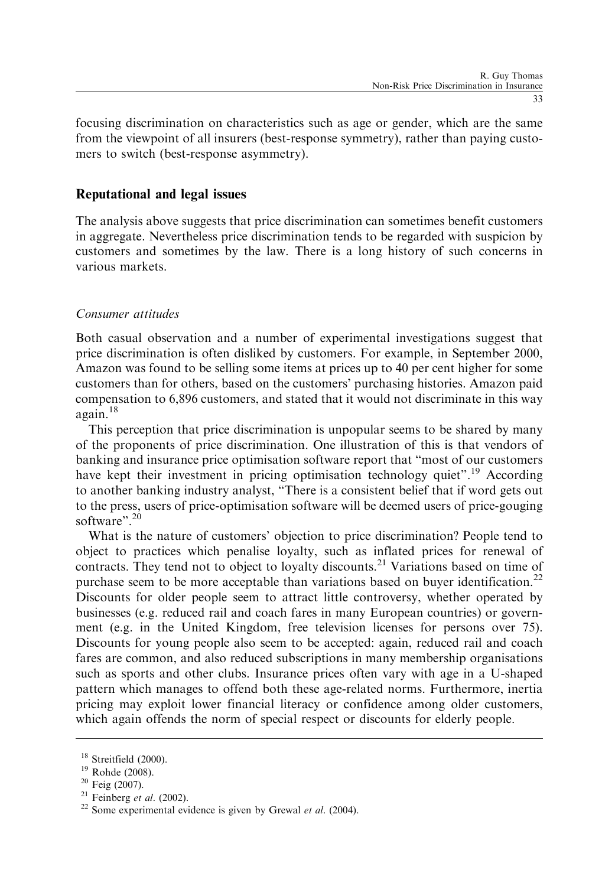focusing discrimination on characteristics such as age or gender, which are the same from the viewpoint of all insurers (best-response symmetry), rather than paying customers to switch (best-response asymmetry).

## Reputational and legal issues

The analysis above suggests that price discrimination can sometimes benefit customers in aggregate. Nevertheless price discrimination tends to be regarded with suspicion by customers and sometimes by the law. There is a long history of such concerns in various markets.

### *Consumer attitudes*

Both casual observation and a number of experimental investigations suggest that price discrimination is often disliked by customers. For example, in September 2000, Amazon was found to be selling some items at prices up to 40 per cent higher for some customers than for others, based on the customers' purchasing histories. Amazon paid compensation to 6,896 customers, and stated that it would not discriminate in this way again.[18]

This perception that price discrimination is unpopular seems to be shared by many of the proponents of price discrimination. One illustration of this is that vendors of banking and insurance price optimisation software report that "most of our customers have kept their investment in pricing optimisation technology quiet".[19] According to another banking industry analyst, "There is a consistent belief that if word gets out to the press, users of price-optimisation software will be deemed users of price-gouging software".[20]

What is the nature of customers' objection to price discrimination? People tend to object to practices which penalise loyalty, such as inflated prices for renewal of contracts. They tend not to object to loyalty discounts.[21] Variations based on time of purchase seem to be more acceptable than variations based on buyer identification.[22] Discounts for older people seem to attract little controversy, whether operated by businesses (e.g. reduced rail and coach fares in many European countries) or government (e.g. in the United Kingdom, free television licenses for persons over 75). Discounts for young people also seem to be accepted: again, reduced rail and coach fares are common, and also reduced subscriptions in many membership organisations such as sports and other clubs. Insurance prices often vary with age in a U-shaped pattern which manages to offend both these age-related norms. Furthermore, inertia pricing may exploit lower financial literacy or confidence among older customers, which again offends the norm of special respect or discounts for elderly people.

---

[18] Streitfield (2000).

[19] Rohde (2008).

[20] Feig (2007).

[21] Feinberg *et al*. (2002).

[22] Some experimental evidence is given by Grewal *et al*. (2004).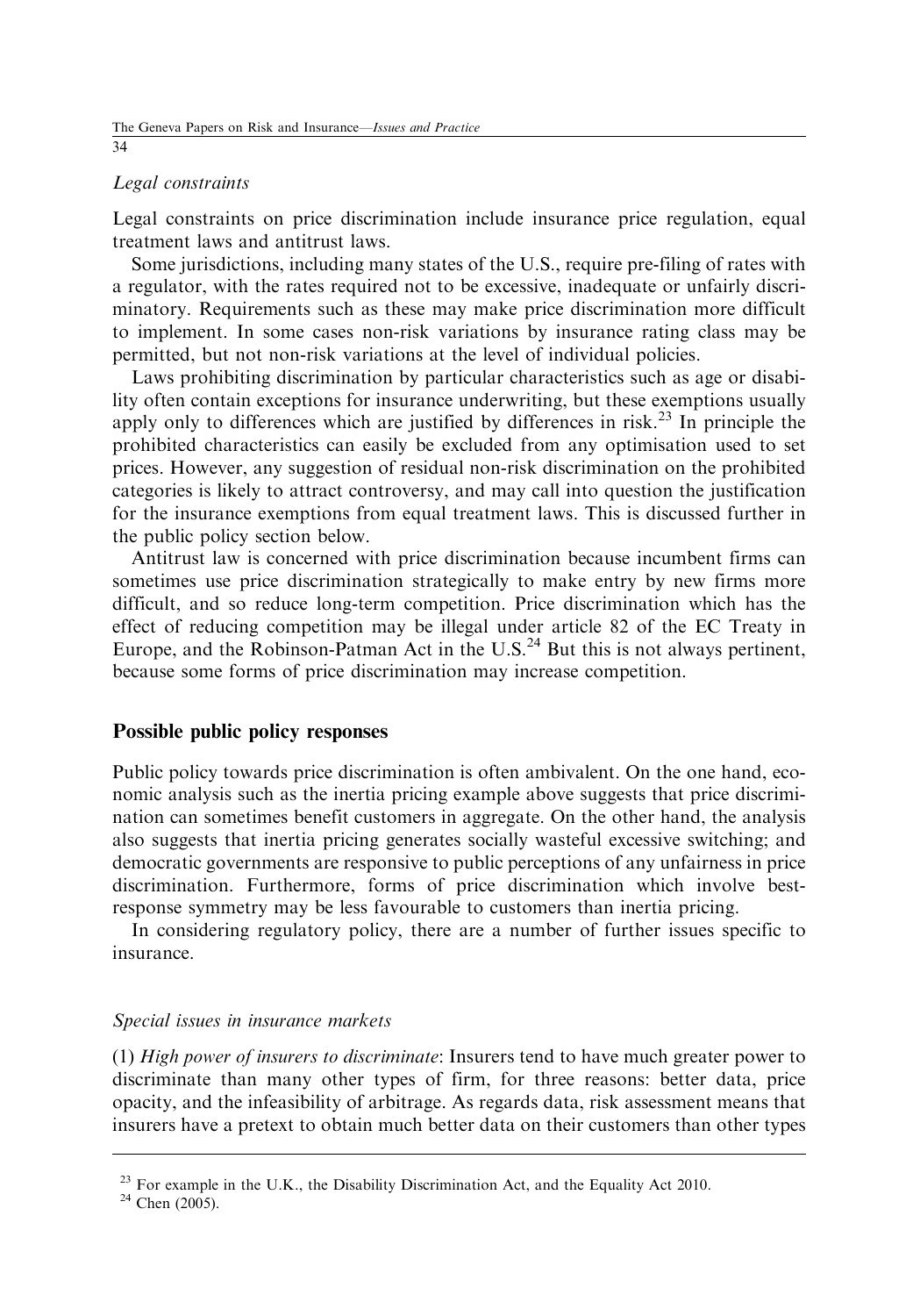### *Legal constraints*

Legal constraints on price discrimination include insurance price regulation, equal treatment laws and antitrust laws.

Some jurisdictions, including many states of the U.S., require pre-filing of rates with a regulator, with the rates required not to be excessive, inadequate or unfairly discriminatory. Requirements such as these may make price discrimination more difficult to implement. In some cases non-risk variations by insurance rating class may be permitted, but not non-risk variations at the level of individual policies.

Laws prohibiting discrimination by particular characteristics such as age or disability often contain exceptions for insurance underwriting, but these exemptions usually apply only to differences which are justified by differences in risk.[23] In principle the prohibited characteristics can easily be excluded from any optimisation used to set prices. However, any suggestion of residual non-risk discrimination on the prohibited categories is likely to attract controversy, and may call into question the justification for the insurance exemptions from equal treatment laws. This is discussed further in the public policy section below.

Antitrust law is concerned with price discrimination because incumbent firms can sometimes use price discrimination strategically to make entry by new firms more difficult, and so reduce long-term competition. Price discrimination which has the effect of reducing competition may be illegal under article 82 of the EC Treaty in Europe, and the Robinson-Patman Act in the U.S.[24] But this is not always pertinent, because some forms of price discrimination may increase competition.

## Possible public policy responses

Public policy towards price discrimination is often ambivalent. On the one hand, economic analysis such as the inertia pricing example above suggests that price discrimination can sometimes benefit customers in aggregate. On the other hand, the analysis also suggests that inertia pricing generates socially wasteful excessive switching; and democratic governments are responsive to public perceptions of any unfairness in price discrimination. Furthermore, forms of price discrimination which involve best-response symmetry may be less favourable to customers than inertia pricing.

In considering regulatory policy, there are a number of further issues specific to insurance.

### *Special issues in insurance markets*

(1) *High power of insurers to discriminate*: Insurers tend to have much greater power to discriminate than many other types of firm, for three reasons: better data, price opacity, and the infeasibility of arbitrage. As regards data, risk assessment means that insurers have a pretext to obtain much better data on their customers than other types

[23] For example in the U.K., the Disability Discrimination Act, and the Equality Act 2010.

[24] Chen (2005).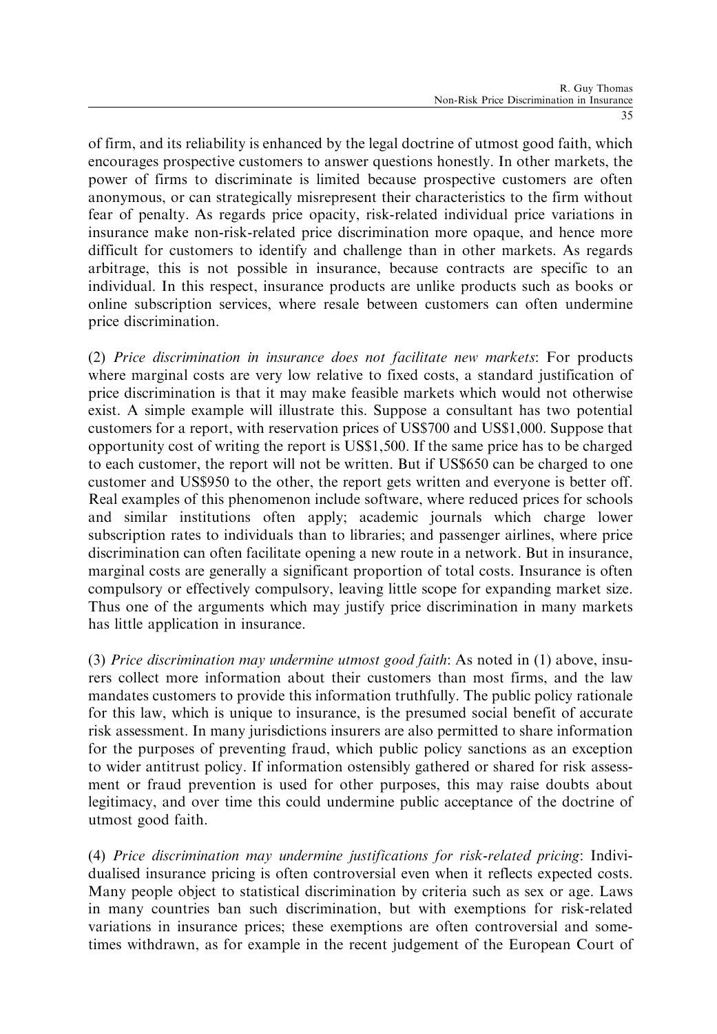of firm, and its reliability is enhanced by the legal doctrine of utmost good faith, which encourages prospective customers to answer questions honestly. In other markets, the power of firms to discriminate is limited because prospective customers are often anonymous, or can strategically misrepresent their characteristics to the firm without fear of penalty. As regards price opacity, risk-related individual price variations in insurance make non-risk-related price discrimination more opaque, and hence more difficult for customers to identify and challenge than in other markets. As regards arbitrage, this is not possible in insurance, because contracts are specific to an individual. In this respect, insurance products are unlike products such as books or online subscription services, where resale between customers can often undermine price discrimination.

(2) *Price discrimination in insurance does not facilitate new markets*: For products where marginal costs are very low relative to fixed costs, a standard justification of price discrimination is that it may make feasible markets which would not otherwise exist. A simple example will illustrate this. Suppose a consultant has two potential customers for a report, with reservation prices of US$700 and US$1,000. Suppose that opportunity cost of writing the report is US$1,500. If the same price has to be charged to each customer, the report will not be written. But if US$650 can be charged to one customer and US$950 to the other, the report gets written and everyone is better off. Real examples of this phenomenon include software, where reduced prices for schools and similar institutions often apply; academic journals which charge lower subscription rates to individuals than to libraries; and passenger airlines, where price discrimination can often facilitate opening a new route in a network. But in insurance, marginal costs are generally a significant proportion of total costs. Insurance is often compulsory or effectively compulsory, leaving little scope for expanding market size. Thus one of the arguments which may justify price discrimination in many markets has little application in insurance.

(3) *Price discrimination may undermine utmost good faith*: As noted in (1) above, insurers collect more information about their customers than most firms, and the law mandates customers to provide this information truthfully. The public policy rationale for this law, which is unique to insurance, is the presumed social benefit of accurate risk assessment. In many jurisdictions insurers are also permitted to share information for the purposes of preventing fraud, which public policy sanctions as an exception to wider antitrust policy. If information ostensibly gathered or shared for risk assessment or fraud prevention is used for other purposes, this may raise doubts about legitimacy, and over time this could undermine public acceptance of the doctrine of utmost good faith.

(4) *Price discrimination may undermine justifications for risk-related pricing*: Individualised insurance pricing is often controversial even when it reflects expected costs. Many people object to statistical discrimination by criteria such as sex or age. Laws in many countries ban such discrimination, but with exemptions for risk-related variations in insurance prices; these exemptions are often controversial and sometimes withdrawn, as for example in the recent judgement of the European Court of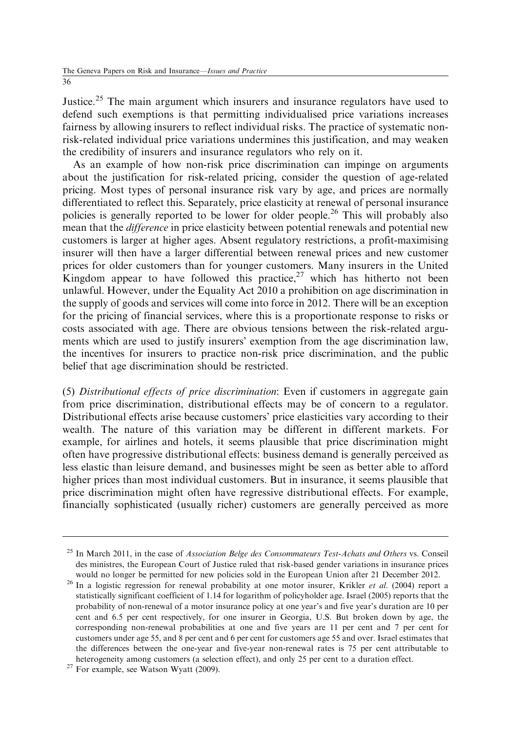Justice.[25] The main argument which insurers and insurance regulators have used to defend such exemptions is that permitting individualised price variations increases fairness by allowing insurers to reflect individual risks. The practice of systematic non-risk-related individual price variations undermines this justification, and may weaken the credibility of insurers and insurance regulators who rely on it.

As an example of how non-risk price discrimination can impinge on arguments about the justification for risk-related pricing, consider the question of age-related pricing. Most types of personal insurance risk vary by age, and prices are normally differentiated to reflect this. Separately, price elasticity at renewal of personal insurance policies is generally reported to be lower for older people.[26] This will probably also mean that the *difference* in price elasticity between potential renewals and potential new customers is larger at higher ages. Absent regulatory restrictions, a profit-maximising insurer will then have a larger differential between renewal prices and new customer prices for older customers than for younger customers. Many insurers in the United Kingdom appear to have followed this practice,[27] which has hitherto not been unlawful. However, under the Equality Act 2010 a prohibition on age discrimination in the supply of goods and services will come into force in 2012. There will be an exception for the pricing of financial services, where this is a proportionate response to risks or costs associated with age. There are obvious tensions between the risk-related arguments which are used to justify insurers' exemption from the age discrimination law, the incentives for insurers to practice non-risk price discrimination, and the public belief that age discrimination should be restricted.

(5) *Distributional effects of price discrimination*: Even if customers in aggregate gain from price discrimination, distributional effects may be of concern to a regulator. Distributional effects arise because customers' price elasticities vary according to their wealth. The nature of this variation may be different in different markets. For example, for airlines and hotels, it seems plausible that price discrimination might often have progressive distributional effects: business demand is generally perceived as less elastic than leisure demand, and businesses might be seen as better able to afford higher prices than most individual customers. But in insurance, it seems plausible that price discrimination might often have regressive distributional effects. For example, financially sophisticated (usually richer) customers are generally perceived as more

---

[25] In March 2011, in the case of *Association Belge des Consommateurs Test-Achats and Others* vs. Conseil des ministres, the European Court of Justice ruled that risk-based gender variations in insurance prices would no longer be permitted for new policies sold in the European Union after 21 December 2012.

[26] In a logistic regression for renewal probability at one motor insurer, Krikler *et al.* (2004) report a statistically significant coefficient of 1.14 for logarithm of policyholder age. Israel (2005) reports that the probability of non-renewal of a motor insurance policy at one year's and five year's duration are 10 per cent and 6.5 per cent respectively, for one insurer in Georgia, U.S. But broken down by age, the corresponding non-renewal probabilities at one and five years are 11 per cent and 7 per cent for customers under age 55, and 8 per cent and 6 per cent for customers age 55 and over. Israel estimates that the differences between the one-year and five-year non-renewal rates is 75 per cent attributable to heterogeneity among customers (a selection effect), and only 25 per cent to a duration effect.

[27] For example, see Watson Wyatt (2009).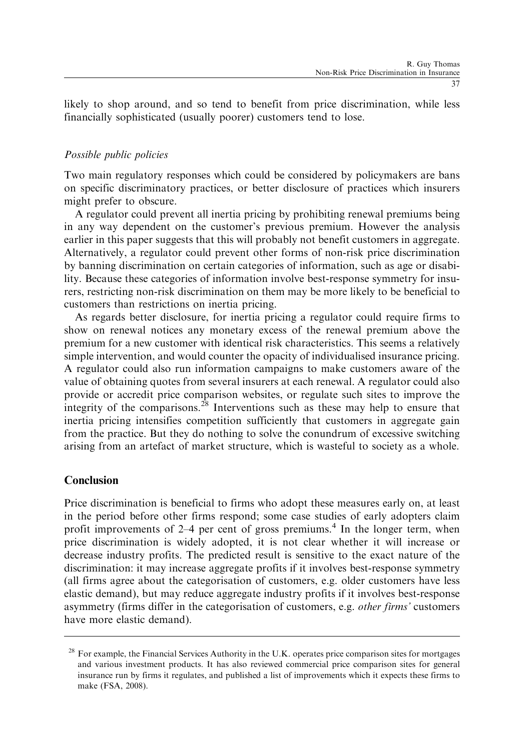likely to shop around, and so tend to benefit from price discrimination, while less financially sophisticated (usually poorer) customers tend to lose.

*Possible public policies*

Two main regulatory responses which could be considered by policymakers are bans on specific discriminatory practices, or better disclosure of practices which insurers might prefer to obscure.

A regulator could prevent all inertia pricing by prohibiting renewal premiums being in any way dependent on the customer's previous premium. However the analysis earlier in this paper suggests that this will probably not benefit customers in aggregate. Alternatively, a regulator could prevent other forms of non-risk price discrimination by banning discrimination on certain categories of information, such as age or disability. Because these categories of information involve best-response symmetry for insurers, restricting non-risk discrimination on them may be more likely to be beneficial to customers than restrictions on inertia pricing.

As regards better disclosure, for inertia pricing a regulator could require firms to show on renewal notices any monetary excess of the renewal premium above the premium for a new customer with identical risk characteristics. This seems a relatively simple intervention, and would counter the opacity of individualised insurance pricing. A regulator could also run information campaigns to make customers aware of the value of obtaining quotes from several insurers at each renewal. A regulator could also provide or accredit price comparison websites, or regulate such sites to improve the integrity of the comparisons.[28] Interventions such as these may help to ensure that inertia pricing intensifies competition sufficiently that customers in aggregate gain from the practice. But they do nothing to solve the conundrum of excessive switching arising from an artefact of market structure, which is wasteful to society as a whole.

## Conclusion

Price discrimination is beneficial to firms who adopt these measures early on, at least in the period before other firms respond; some case studies of early adopters claim profit improvements of 2–4 per cent of gross premiums.[4] In the longer term, when price discrimination is widely adopted, it is not clear whether it will increase or decrease industry profits. The predicted result is sensitive to the exact nature of the discrimination: it may increase aggregate profits if it involves best-response symmetry (all firms agree about the categorisation of customers, e.g. older customers have less elastic demand), but may reduce aggregate industry profits if it involves best-response asymmetry (firms differ in the categorisation of customers, e.g. *other firms'* customers have more elastic demand).

---

[28] For example, the Financial Services Authority in the U.K. operates price comparison sites for mortgages and various investment products. It has also reviewed commercial price comparison sites for general insurance run by firms it regulates, and published a list of improvements which it expects these firms to make (FSA, 2008).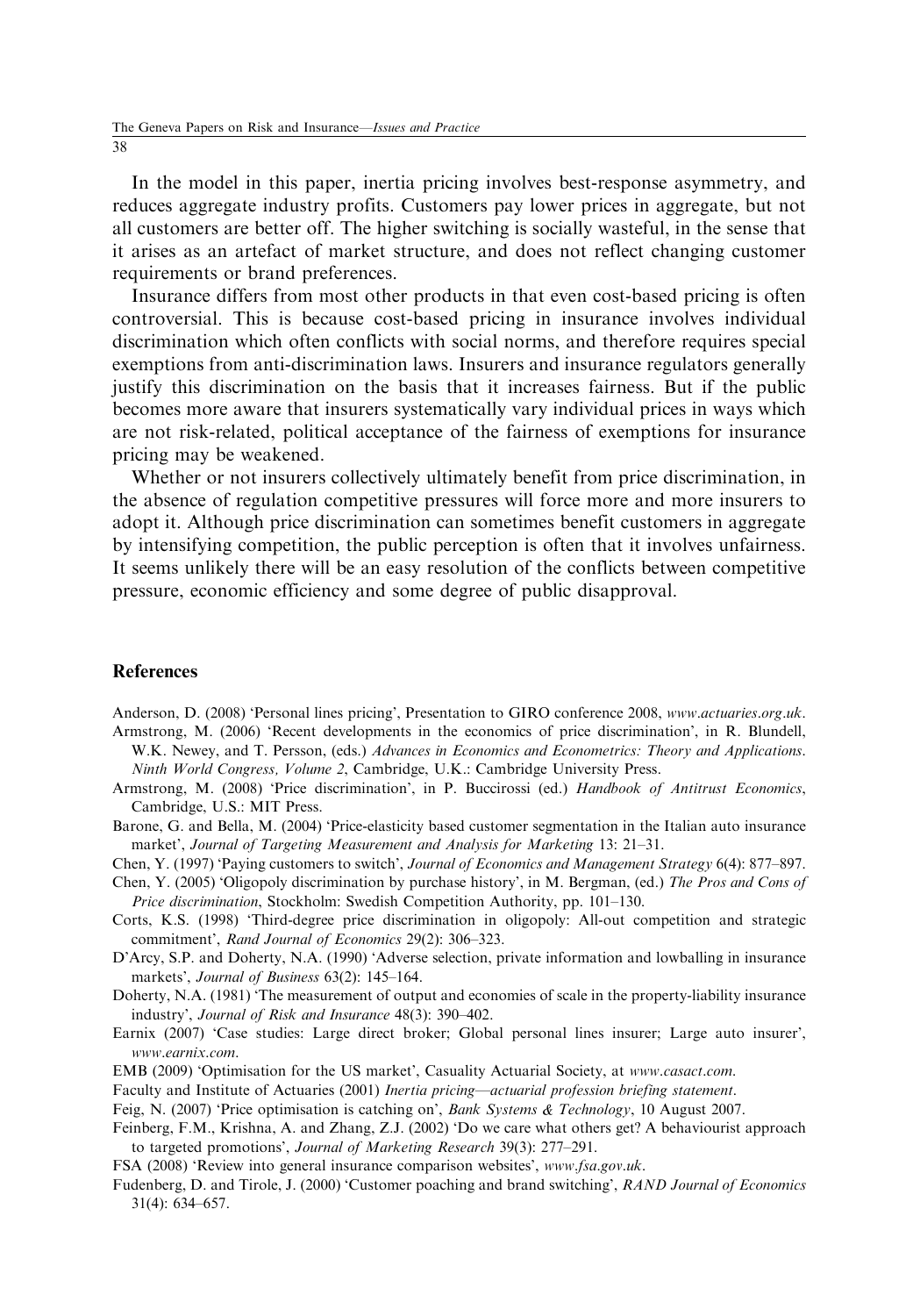In the model in this paper, inertia pricing involves best-response asymmetry, and reduces aggregate industry profits. Customers pay lower prices in aggregate, but not all customers are better off. The higher switching is socially wasteful, in the sense that it arises as an artefact of market structure, and does not reflect changing customer requirements or brand preferences.

Insurance differs from most other products in that even cost-based pricing is often controversial. This is because cost-based pricing in insurance involves individual discrimination which often conflicts with social norms, and therefore requires special exemptions from anti-discrimination laws. Insurers and insurance regulators generally justify this discrimination on the basis that it increases fairness. But if the public becomes more aware that insurers systematically vary individual prices in ways which are not risk-related, political acceptance of the fairness of exemptions for insurance pricing may be weakened.

Whether or not insurers collectively ultimately benefit from price discrimination, in the absence of regulation competitive pressures will force more and more insurers to adopt it. Although price discrimination can sometimes benefit customers in aggregate by intensifying competition, the public perception is often that it involves unfairness. It seems unlikely there will be an easy resolution of the conflicts between competitive pressure, economic efficiency and some degree of public disapproval.

## References

Anderson, D. (2008) 'Personal lines pricing', Presentation to GIRO conference 2008, *www.actuaries.org.uk*.

Armstrong, M. (2006) 'Recent developments in the economics of price discrimination', in R. Blundell, W.K. Newey, and T. Persson, (eds.) *Advances in Economics and Econometrics: Theory and Applications. Ninth World Congress, Volume 2*, Cambridge, U.K.: Cambridge University Press.

Armstrong, M. (2008) 'Price discrimination', in P. Buccirossi (ed.) *Handbook of Antitrust Economics*, Cambridge, U.S.: MIT Press.

Barone, G. and Bella, M. (2004) 'Price-elasticity based customer segmentation in the Italian auto insurance market', *Journal of Targeting Measurement and Analysis for Marketing* 13: 21–31.

Chen, Y. (1997) 'Paying customers to switch', *Journal of Economics and Management Strategy* 6(4): 877–897.

Chen, Y. (2005) 'Oligopoly discrimination by purchase history', in M. Bergman, (ed.) *The Pros and Cons of Price discrimination*, Stockholm: Swedish Competition Authority, pp. 101–130.

Corts, K.S. (1998) 'Third-degree price discrimination in oligopoly: All-out competition and strategic commitment', *Rand Journal of Economics* 29(2): 306–323.

D'Arcy, S.P. and Doherty, N.A. (1990) 'Adverse selection, private information and lowballing in insurance markets', *Journal of Business* 63(2): 145–164.

Doherty, N.A. (1981) 'The measurement of output and economies of scale in the property-liability insurance industry', *Journal of Risk and Insurance* 48(3): 390–402.

Earnix (2007) 'Case studies: Large direct broker; Global personal lines insurer; Large auto insurer', *www.earnix.com*.

EMB (2009) 'Optimisation for the US market', Casuality Actuarial Society, at *www.casact.com*.

Faculty and Institute of Actuaries (2001) *Inertia pricing—actuarial profession briefing statement*.

Feig, N. (2007) 'Price optimisation is catching on', *Bank Systems & Technology*, 10 August 2007.

Feinberg, F.M., Krishna, A. and Zhang, Z.J. (2002) 'Do we care what others get? A behaviourist approach to targeted promotions', *Journal of Marketing Research* 39(3): 277–291.

FSA (2008) 'Review into general insurance comparison websites', *www.fsa.gov.uk*.

Fudenberg, D. and Tirole, J. (2000) 'Customer poaching and brand switching', *RAND Journal of Economics* 31(4): 634–657.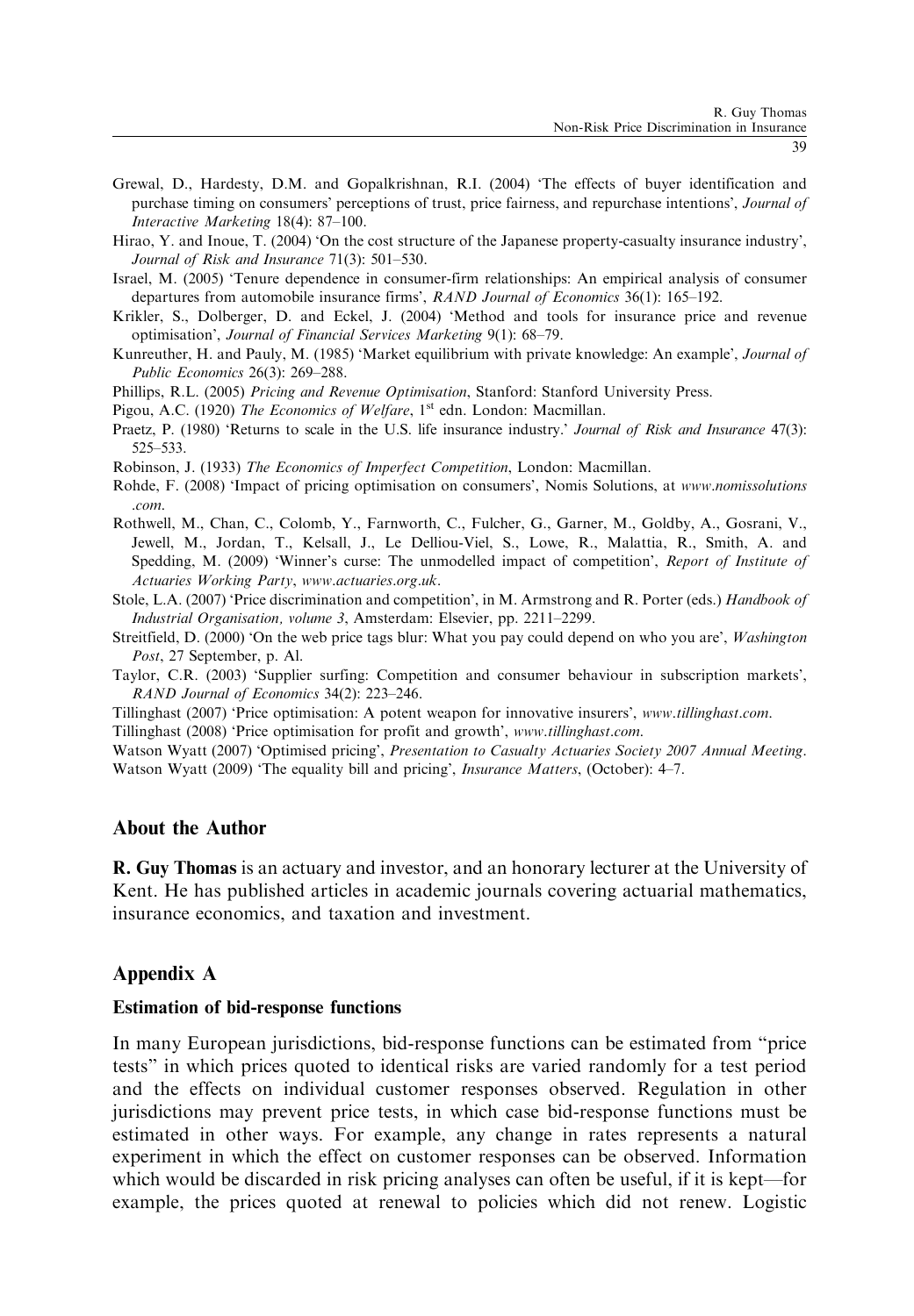Grewal, D., Hardesty, D.M. and Gopalkrishnan, R.I. (2004) 'The effects of buyer identification and purchase timing on consumers' perceptions of trust, price fairness, and repurchase intentions', *Journal of Interactive Marketing* 18(4): 87–100.

Hirao, Y. and Inoue, T. (2004) 'On the cost structure of the Japanese property-casualty insurance industry', *Journal of Risk and Insurance* 71(3): 501–530.

Israel, M. (2005) 'Tenure dependence in consumer-firm relationships: An empirical analysis of consumer departures from automobile insurance firms', *RAND Journal of Economics* 36(1): 165–192.

Krikler, S., Dolberger, D. and Eckel, J. (2004) 'Method and tools for insurance price and revenue optimisation', *Journal of Financial Services Marketing* 9(1): 68–79.

Kunreuther, H. and Pauly, M. (1985) 'Market equilibrium with private knowledge: An example', *Journal of Public Economics* 26(3): 269–288.

Phillips, R.L. (2005) *Pricing and Revenue Optimisation*, Stanford: Stanford University Press.

Pigou, A.C. (1920) *The Economics of Welfare*, 1st edn. London: Macmillan.

Praetz, P. (1980) 'Returns to scale in the U.S. life insurance industry.' *Journal of Risk and Insurance* 47(3): 525–533.

Robinson, J. (1933) *The Economics of Imperfect Competition*, London: Macmillan.

Rohde, F. (2008) 'Impact of pricing optimisation on consumers', Nomis Solutions, at *www.nomissolutions.com*.

Rothwell, M., Chan, C., Colomb, Y., Farnworth, C., Fulcher, G., Garner, M., Goldby, A., Gosrani, V., Jewell, M., Jordan, T., Kelsall, J., Le Delliou-Viel, S., Lowe, R., Malattia, R., Smith, A. and Spedding, M. (2009) 'Winner's curse: The unmodelled impact of competition', *Report of Institute of Actuaries Working Party*, *www.actuaries.org.uk*.

Stole, L.A. (2007) 'Price discrimination and competition', in M. Armstrong and R. Porter (eds.) *Handbook of Industrial Organisation, volume 3*, Amsterdam: Elsevier, pp. 2211–2299.

Streitfield, D. (2000) 'On the web price tags blur: What you pay could depend on who you are', *Washington Post*, 27 September, p. Al.

Taylor, C.R. (2003) 'Supplier surfing: Competition and consumer behaviour in subscription markets', *RAND Journal of Economics* 34(2): 223–246.

Tillinghast (2007) 'Price optimisation: A potent weapon for innovative insurers', *www.tillinghast.com*.

Tillinghast (2008) 'Price optimisation for profit and growth', *www.tillinghast.com*.

Watson Wyatt (2007) 'Optimised pricing', *Presentation to Casualty Actuaries Society 2007 Annual Meeting*.

Watson Wyatt (2009) 'The equality bill and pricing', *Insurance Matters*, (October): 4–7.

## About the Author

**R. Guy Thomas** is an actuary and investor, and an honorary lecturer at the University of Kent. He has published articles in academic journals covering actuarial mathematics, insurance economics, and taxation and investment.

## Appendix A

### Estimation of bid-response functions

In many European jurisdictions, bid-response functions can be estimated from "price tests" in which prices quoted to identical risks are varied randomly for a test period and the effects on individual customer responses observed. Regulation in other jurisdictions may prevent price tests, in which case bid-response functions must be estimated in other ways. For example, any change in rates represents a natural experiment in which the effect on customer responses can be observed. Information which would be discarded in risk pricing analyses can often be useful, if it is kept—for example, the prices quoted at renewal to policies which did not renew. Logistic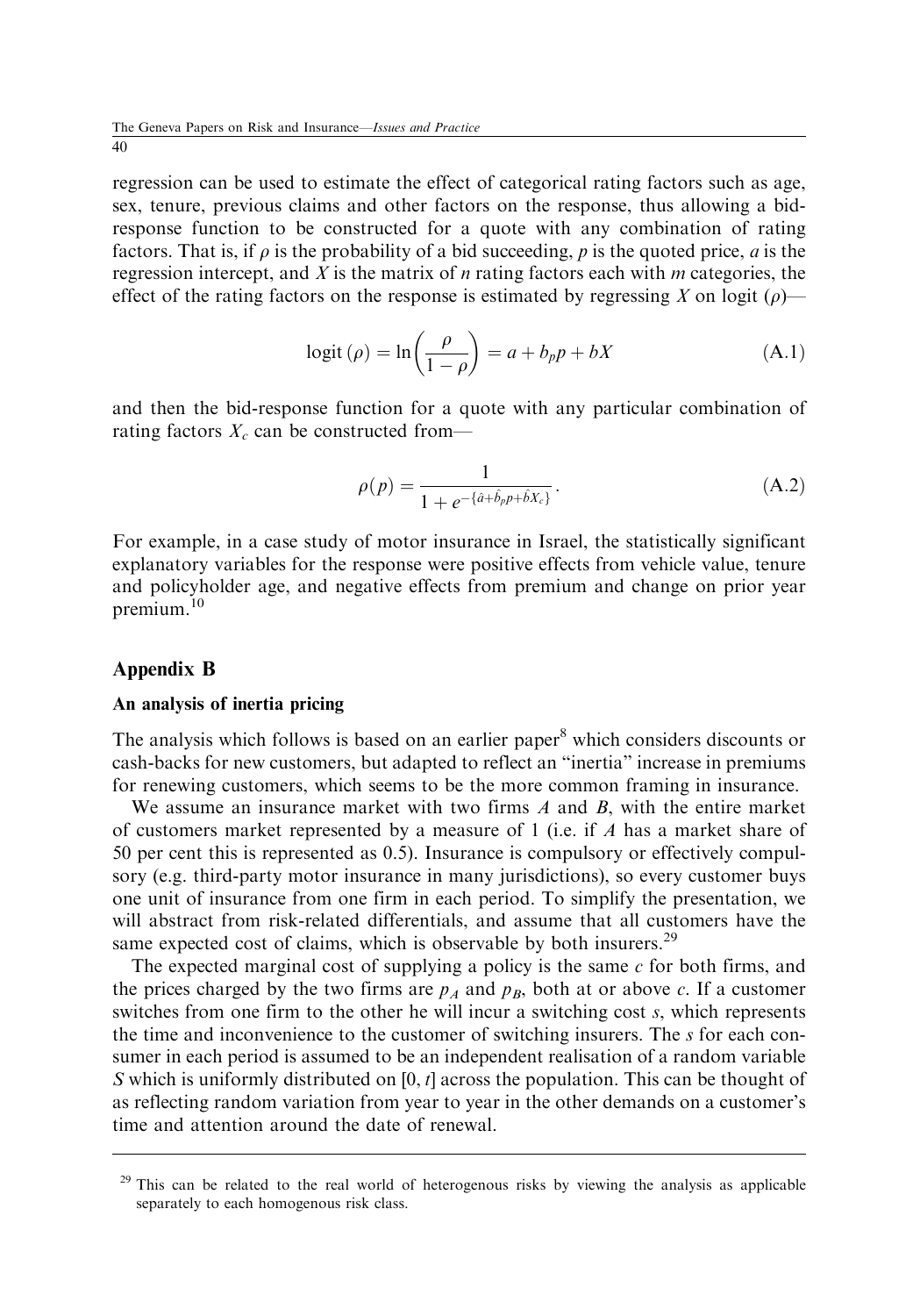regression can be used to estimate the effect of categorical rating factors such as age, sex, tenure, previous claims and other factors on the response, thus allowing a bid-response function to be constructed for a quote with any combination of rating factors. That is, if $\rho$ is the probability of a bid succeeding, $p$ is the quoted price, $a$ is the regression intercept, and $X$ is the matrix of $n$ rating factors each with $m$ categories, the effect of the rating factors on the response is estimated by regressing $X$ on logit $(\rho)$—

$$\text{logit}\,(\rho) = \ln\left(\frac{\rho}{1-\rho}\right) = a + b_p p + bX \tag{A.1}$$

and then the bid-response function for a quote with any particular combination of rating factors $X_c$ can be constructed from—

$$\rho(p) = \frac{1}{1 + e^{-\{\hat{a} + \hat{b}_p p + \hat{b} X_c\}}}. \tag{A.2}$$

For example, in a case study of motor insurance in Israel, the statistically significant explanatory variables for the response were positive effects from vehicle value, tenure and policyholder age, and negative effects from premium and change on prior year premium.[10]

## Appendix B

### An analysis of inertia pricing

The analysis which follows is based on an earlier paper[8] which considers discounts or cash-backs for new customers, but adapted to reflect an "inertia" increase in premiums for renewing customers, which seems to be the more common framing in insurance.

We assume an insurance market with two firms $A$ and $B$, with the entire market of customers market represented by a measure of 1 (i.e. if $A$ has a market share of 50 per cent this is represented as 0.5). Insurance is compulsory or effectively compulsory (e.g. third-party motor insurance in many jurisdictions), so every customer buys one unit of insurance from one firm in each period. To simplify the presentation, we will abstract from risk-related differentials, and assume that all customers have the same expected cost of claims, which is observable by both insurers.[29]

The expected marginal cost of supplying a policy is the same $c$ for both firms, and the prices charged by the two firms are $p_A$ and $p_B$, both at or above $c$. If a customer switches from one firm to the other he will incur a switching cost $s$, which represents the time and inconvenience to the customer of switching insurers. The $s$ for each consumer in each period is assumed to be an independent realisation of a random variable $S$ which is uniformly distributed on $[0, t]$ across the population. This can be thought of as reflecting random variation from year to year in the other demands on a customer's time and attention around the date of renewal.

---

[29] This can be related to the real world of heterogenous risks by viewing the analysis as applicable separately to each homogenous risk class.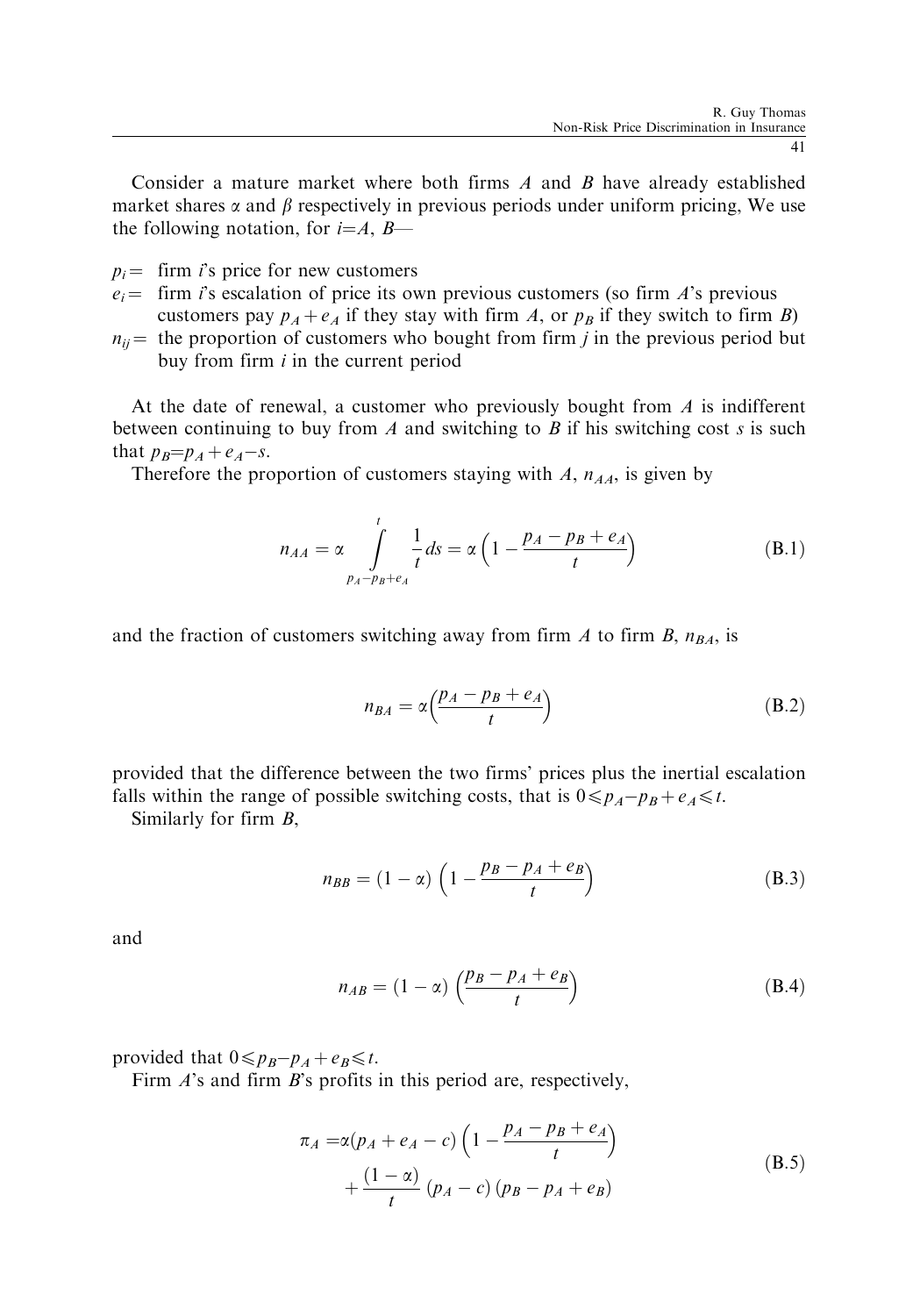Consider a mature market where both firms $A$ and $B$ have already established market shares $\alpha$ and $\beta$ respectively in previous periods under uniform pricing, We use the following notation, for $i$=$A$, $B$—

$p_i$ = firm $i$'s price for new customers

$e_i$ = firm $i$'s escalation of price its own previous customers (so firm $A$'s previous customers pay $p_A + e_A$ if they stay with firm $A$, or $p_B$ if they switch to firm $B$)

$n_{ij}$ = the proportion of customers who bought from firm $j$ in the previous period but buy from firm $i$ in the current period

At the date of renewal, a customer who previously bought from $A$ is indifferent between continuing to buy from $A$ and switching to $B$ if his switching cost $s$ is such that $p_B$=$p_A + e_A - s$.

Therefore the proportion of customers staying with $A$, $n_{AA}$, is given by

$$n_{AA} = \alpha \int_{p_A - p_B + e_A}^{t} \frac{1}{t} ds = \alpha \left(1 - \frac{p_A - p_B + e_A}{t}\right) \tag{B.1}$$

and the fraction of customers switching away from firm $A$ to firm $B$, $n_{BA}$, is

$$n_{BA} = \alpha \left(\frac{p_A - p_B + e_A}{t}\right) \tag{B.2}$$

provided that the difference between the two firms' prices plus the inertial escalation falls within the range of possible switching costs, that is $0 \leqslant p_A - p_B + e_A \leqslant t$.

Similarly for firm $B$,

$$n_{BB} = (1 - \alpha) \left(1 - \frac{p_B - p_A + e_B}{t}\right) \tag{B.3}$$

and

$$n_{AB} = (1 - \alpha) \left(\frac{p_B - p_A + e_B}{t}\right) \tag{B.4}$$

provided that $0 \leqslant p_B - p_A + e_B \leqslant t$.

Firm $A$'s and firm $B$'s profits in this period are, respectively,

$$\begin{aligned} \pi_A = &\alpha(p_A + e_A - c) \left(1 - \frac{p_A - p_B + e_A}{t}\right) \\ &+ \frac{(1 - \alpha)}{t} (p_A - c) (p_B - p_A + e_B) \end{aligned} \tag{B.5}$$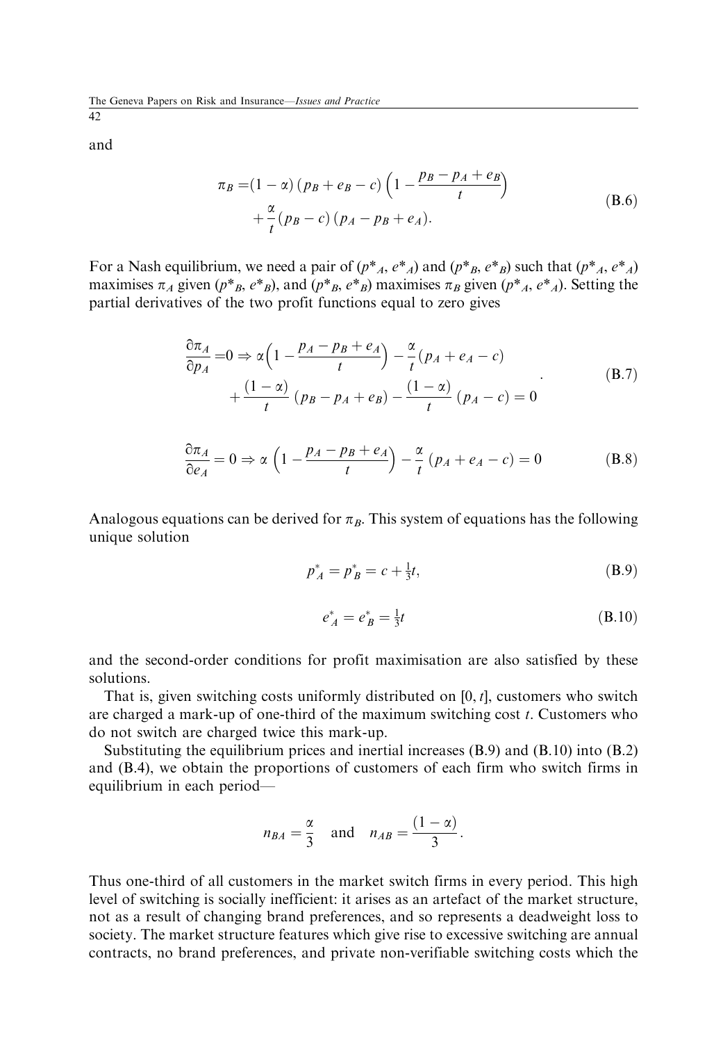and

$$\pi_B = (1-\alpha)(p_B + e_B - c)\left(1 - \frac{p_B - p_A + e_B}{t}\right) + \frac{\alpha}{t}(p_B - c)(p_A - p_B + e_A). \tag{B.6}$$

For a Nash equilibrium, we need a pair of $(p^*_A, e^*_A)$ and $(p^*_B, e^*_B)$ such that $(p^*_A, e^*_A)$ maximises $\pi_A$ given $(p^*_B, e^*_B)$, and $(p^*_B, e^*_B)$ maximises $\pi_B$ given $(p^*_A, e^*_A)$. Setting the partial derivatives of the two profit functions equal to zero gives

$$\frac{\partial \pi_A}{\partial p_A} = 0 \Rightarrow \alpha\left(1 - \frac{p_A - p_B + e_A}{t}\right) - \frac{\alpha}{t}(p_A + e_A - c) + \frac{(1-\alpha)}{t}(p_B - p_A + e_B) - \frac{(1-\alpha)}{t}(p_A - c) = 0. \tag{B.7}$$

$$\frac{\partial \pi_A}{\partial e_A} = 0 \Rightarrow \alpha\left(1 - \frac{p_A - p_B + e_A}{t}\right) - \frac{\alpha}{t}(p_A + e_A - c) = 0 \tag{B.8}$$

Analogous equations can be derived for $\pi_B$. This system of equations has the following unique solution

$$p^*_A = p^*_B = c + \tfrac{1}{3}t, \tag{B.9}$$

$$e^*_A = e^*_B = \tfrac{1}{3}t \tag{B.10}$$

and the second-order conditions for profit maximisation are also satisfied by these solutions.

That is, given switching costs uniformly distributed on $[0, t]$, customers who switch are charged a mark-up of one-third of the maximum switching cost $t$. Customers who do not switch are charged twice this mark-up.

Substituting the equilibrium prices and inertial increases (B.9) and (B.10) into (B.2) and (B.4), we obtain the proportions of customers of each firm who switch firms in equilibrium in each period—

$$n_{BA} = \frac{\alpha}{3} \quad \text{and} \quad n_{AB} = \frac{(1-\alpha)}{3}.$$

Thus one-third of all customers in the market switch firms in every period. This high level of switching is socially inefficient: it arises as an artefact of the market structure, not as a result of changing brand preferences, and so represents a deadweight loss to society. The market structure features which give rise to excessive switching are annual contracts, no brand preferences, and private non-verifiable switching costs which the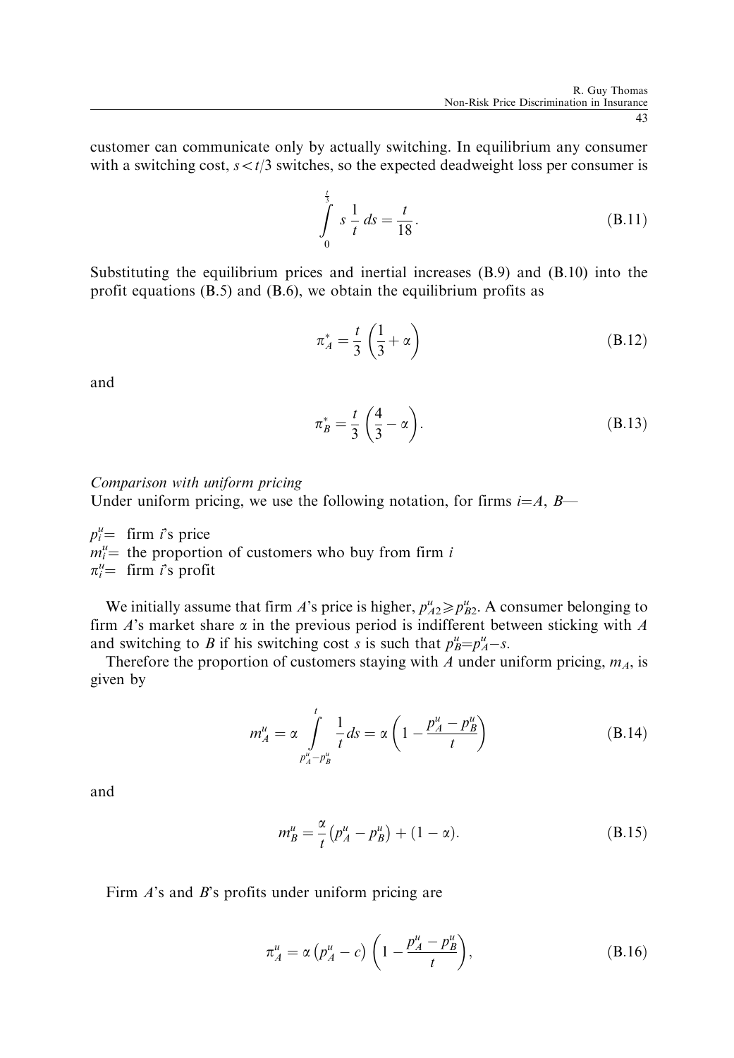customer can communicate only by actually switching. In equilibrium any consumer with a switching cost, $s < t/3$ switches, so the expected deadweight loss per consumer is

$$\int_{0}^{\frac{t}{3}} s \, \frac{1}{t} \, ds = \frac{t}{18}. \tag{B.11}$$

Substituting the equilibrium prices and inertial increases (B.9) and (B.10) into the profit equations (B.5) and (B.6), we obtain the equilibrium profits as

$$\pi_A^* = \frac{t}{3}\left(\frac{1}{3} + \alpha\right) \tag{B.12}$$

and

$$\pi_B^* = \frac{t}{3}\left(\frac{4}{3} - \alpha\right). \tag{B.13}$$

*Comparison with uniform pricing*

Under uniform pricing, we use the following notation, for firms $i$=$A$, $B$—

$p_i^u$= firm $i$'s price
$m_i^u$= the proportion of customers who buy from firm $i$
$\pi_i^u$= firm $i$'s profit

We initially assume that firm $A$'s price is higher, $p_{A2}^u \geqslant p_{B2}^u$. A consumer belonging to firm $A$'s market share $\alpha$ in the previous period is indifferent between sticking with $A$ and switching to $B$ if his switching cost $s$ is such that $p_B^u$=$p_A^u$$-s$.

Therefore the proportion of customers staying with $A$ under uniform pricing, $m_A$, is given by

$$m_A^u = \alpha \int_{p_A^u - p_B^u}^{t} \frac{1}{t} ds = \alpha \left(1 - \frac{p_A^u - p_B^u}{t}\right) \tag{B.14}$$

and

$$m_B^u = \frac{\alpha}{t}\left(p_A^u - p_B^u\right) + (1 - \alpha). \tag{B.15}$$

Firm $A$'s and $B$'s profits under uniform pricing are

$$\pi_A^u = \alpha\left(p_A^u - c\right)\left(1 - \frac{p_A^u - p_B^u}{t}\right), \tag{B.16}$$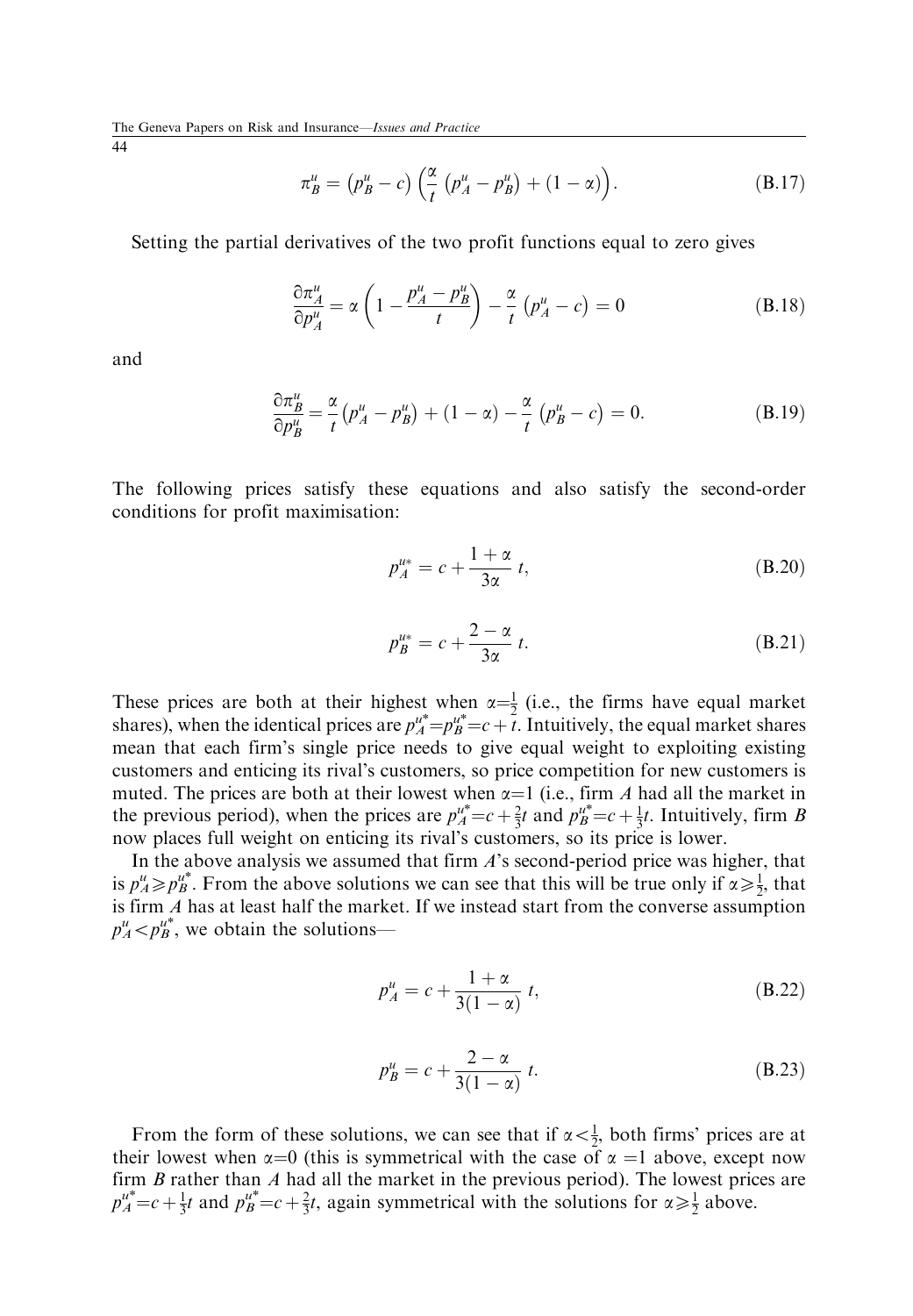$$\pi_B^u = \left(p_B^u - c\right)\left(\frac{\alpha}{t}\left(p_A^u - p_B^u\right) + (1 - \alpha)\right). \tag{B.17}$$

Setting the partial derivatives of the two profit functions equal to zero gives

$$\frac{\partial \pi_A^u}{\partial p_A^u} = \alpha\left(1 - \frac{p_A^u - p_B^u}{t}\right) - \frac{\alpha}{t}\left(p_A^u - c\right) = 0 \tag{B.18}$$

and

$$\frac{\partial \pi_B^u}{\partial p_B^u} = \frac{\alpha}{t}\left(p_A^u - p_B^u\right) + (1 - \alpha) - \frac{\alpha}{t}\left(p_B^u - c\right) = 0. \tag{B.19}$$

The following prices satisfy these equations and also satisfy the second-order conditions for profit maximisation:

$$p_A^{u*} = c + \frac{1 + \alpha}{3\alpha}\, t, \tag{B.20}$$

$$p_B^{u*} = c + \frac{2 - \alpha}{3\alpha}\, t. \tag{B.21}$$

These prices are both at their highest when $\alpha = \frac{1}{2}$ (i.e., the firms have equal market shares), when the identical prices are $p_A^{u*} = p_B^{u*} = c + t$. Intuitively, the equal market shares mean that each firm's single price needs to give equal weight to exploiting existing customers and enticing its rival's customers, so price competition for new customers is muted. The prices are both at their lowest when $\alpha = 1$ (i.e., firm $A$ had all the market in the previous period), when the prices are $p_A^{u*} = c + \frac{2}{3}t$ and $p_B^{u*} = c + \frac{1}{3}t$. Intuitively, firm $B$ now places full weight on enticing its rival's customers, so its price is lower.

In the above analysis we assumed that firm $A$'s second-period price was higher, that is $p_A^u \geqslant p_B^{u*}$. From the above solutions we can see that this will be true only if $\alpha \geqslant \frac{1}{2}$, that is firm $A$ has at least half the market. If we instead start from the converse assumption $p_A^u < p_B^{u*}$, we obtain the solutions—

$$p_A^u = c + \frac{1 + \alpha}{3(1 - \alpha)}\, t, \tag{B.22}$$

$$p_B^u = c + \frac{2 - \alpha}{3(1 - \alpha)}\, t. \tag{B.23}$$

From the form of these solutions, we can see that if $\alpha < \frac{1}{2}$, both firms' prices are at their lowest when $\alpha = 0$ (this is symmetrical with the case of $\alpha = 1$ above, except now firm $B$ rather than $A$ had all the market in the previous period). The lowest prices are $p_A^{u*} = c + \frac{1}{3}t$ and $p_B^{u*} = c + \frac{2}{3}t$, again symmetrical with the solutions for $\alpha \geqslant \frac{1}{2}$ above.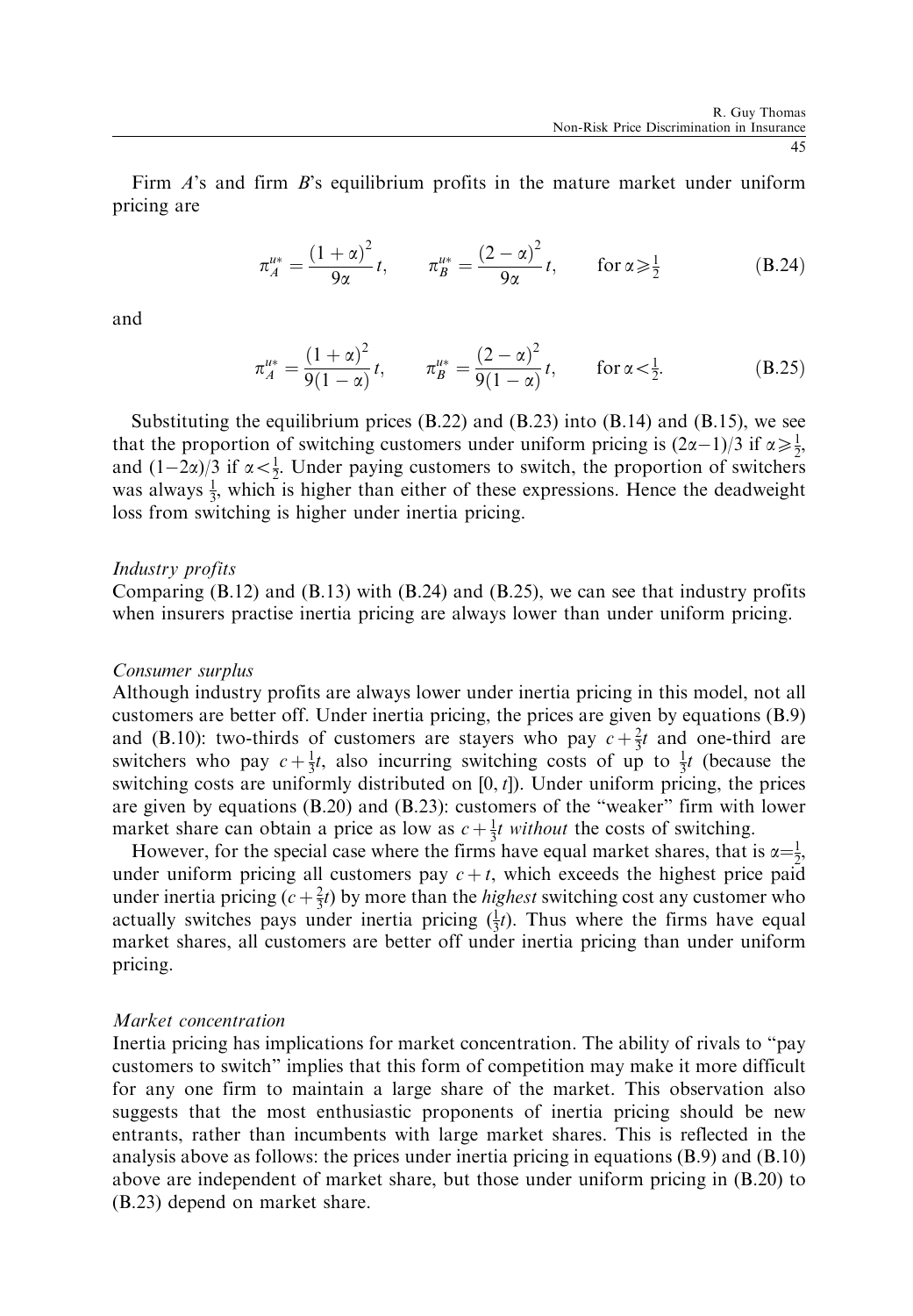Firm $A$'s and firm $B$'s equilibrium profits in the mature market under uniform pricing are

$$\pi_A^{u*} = \frac{(1+\alpha)^2}{9\alpha}t, \qquad \pi_B^{u*} = \frac{(2-\alpha)^2}{9\alpha}t, \qquad \text{for } \alpha \geqslant \tfrac{1}{2} \tag{B.24}$$

and

$$\pi_A^{u*} = \frac{(1+\alpha)^2}{9(1-\alpha)}t, \qquad \pi_B^{u*} = \frac{(2-\alpha)^2}{9(1-\alpha)}t, \qquad \text{for } \alpha < \tfrac{1}{2}. \tag{B.25}$$

Substituting the equilibrium prices (B.22) and (B.23) into (B.14) and (B.15), we see that the proportion of switching customers under uniform pricing is $(2\alpha-1)/3$ if $\alpha \geqslant \frac{1}{2}$, and $(1-2\alpha)/3$ if $\alpha < \frac{1}{2}$. Under paying customers to switch, the proportion of switchers was always $\frac{1}{3}$, which is higher than either of these expressions. Hence the deadweight loss from switching is higher under inertia pricing.

*Industry profits*

Comparing (B.12) and (B.13) with (B.24) and (B.25), we can see that industry profits when insurers practise inertia pricing are always lower than under uniform pricing.

*Consumer surplus*

Although industry profits are always lower under inertia pricing in this model, not all customers are better off. Under inertia pricing, the prices are given by equations (B.9) and (B.10): two-thirds of customers are stayers who pay $c+\frac{2}{3}t$ and one-third are switchers who pay $c+\frac{1}{3}t$, also incurring switching costs of up to $\frac{1}{3}t$ (because the switching costs are uniformly distributed on $[0, t]$). Under uniform pricing, the prices are given by equations (B.20) and (B.23): customers of the "weaker" firm with lower market share can obtain a price as low as $c+\frac{1}{3}t$ *without* the costs of switching.

However, for the special case where the firms have equal market shares, that is $\alpha=\frac{1}{2}$, under uniform pricing all customers pay $c+t$, which exceeds the highest price paid under inertia pricing $(c+\frac{2}{3}t)$ by more than the *highest* switching cost any customer who actually switches pays under inertia pricing $(\frac{1}{3}t)$. Thus where the firms have equal market shares, all customers are better off under inertia pricing than under uniform pricing.

*Market concentration*

Inertia pricing has implications for market concentration. The ability of rivals to "pay customers to switch" implies that this form of competition may make it more difficult for any one firm to maintain a large share of the market. This observation also suggests that the most enthusiastic proponents of inertia pricing should be new entrants, rather than incumbents with large market shares. This is reflected in the analysis above as follows: the prices under inertia pricing in equations (B.9) and (B.10) above are independent of market share, but those under uniform pricing in (B.20) to (B.23) depend on market share.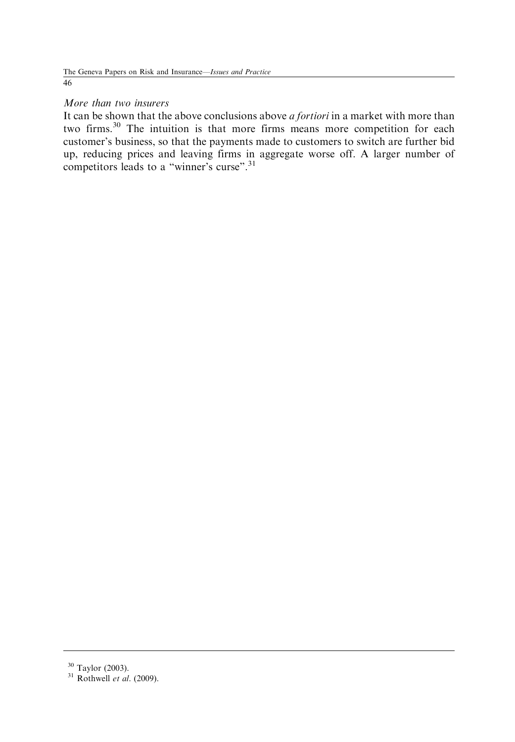*More than two insurers*

It can be shown that the above conclusions above *a fortiori* in a market with more than two firms.[30] The intuition is that more firms means more competition for each customer's business, so that the payments made to customers to switch are further bid up, reducing prices and leaving firms in aggregate worse off. A larger number of competitors leads to a "winner's curse".[31]

[30] Taylor (2003).

[31] Rothwell *et al*. (2009).